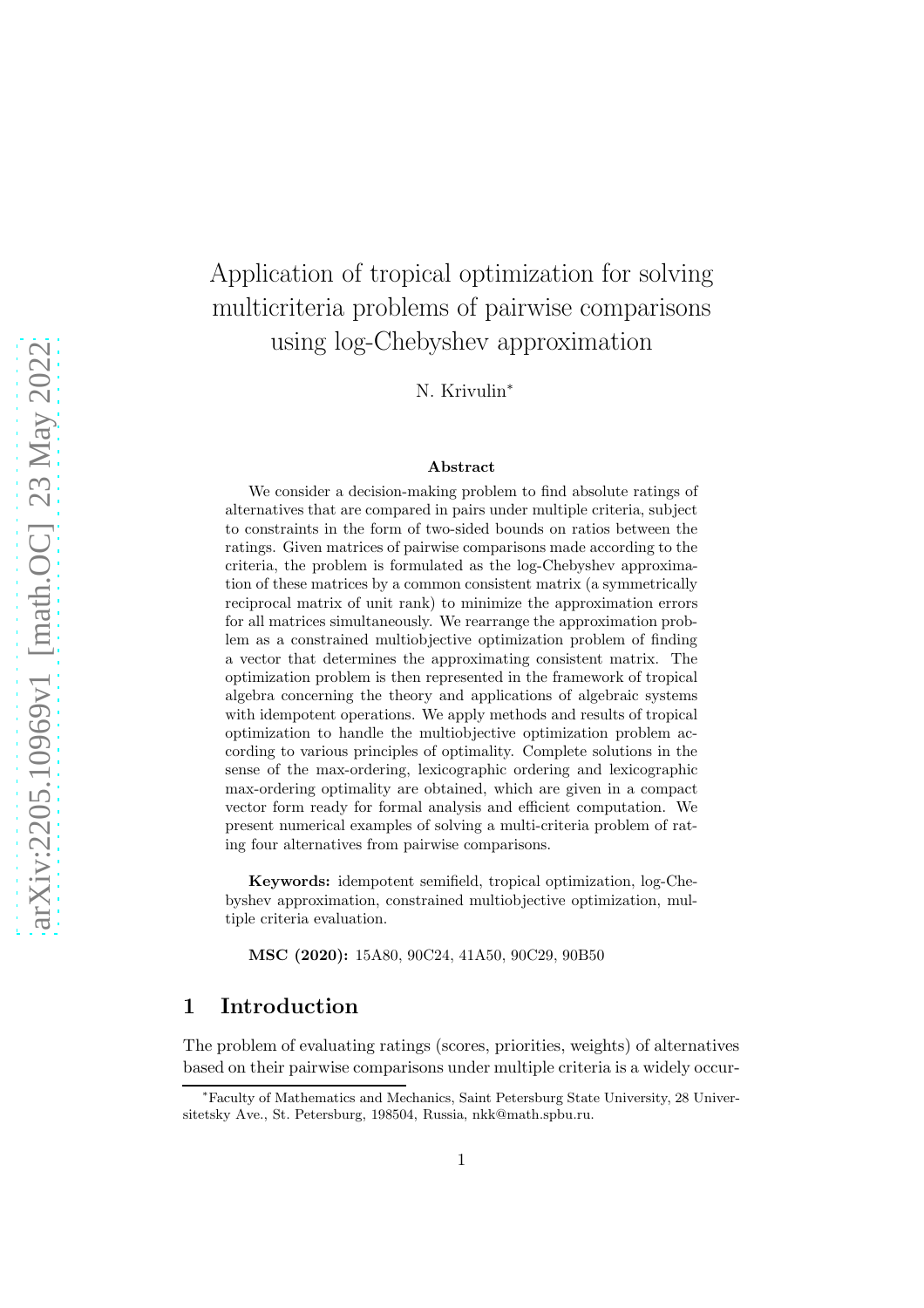# Application of tropical optimization for solving multicriteria problems of pairwise comparisons using log-Chebyshev approximation

N. Krivulin*

### Abstract

We consider a decision-making problem to find absolute ratings of alternatives that are compared in pairs under multiple criteria, subject to constraints in the form of two-sided bounds on ratios between the ratings. Given matrices of pairwise comparisons made according to the criteria, the problem is formulated as the log-Chebyshev approximation of these matrices by a common consistent matrix (a symmetrically reciprocal matrix of unit rank) to minimize the approximation errors for all matrices simultaneously. We rearrange the approximation problem as a constrained multiobjective optimization problem of finding a vector that determines the approximating consistent matrix. The optimization problem is then represented in the framework of tropical algebra concerning the theory and applications of algebraic systems with idempotent operations. We apply methods and results of tropical optimization to handle the multiobjective optimization problem according to various principles of optimality. Complete solutions in the sense of the max-ordering, lexicographic ordering and lexicographic max-ordering optimality are obtained, which are given in a compact vector form ready for formal analysis and efficient computation. We present numerical examples of solving a multi-criteria problem of rating four alternatives from pairwise comparisons.

**Keywords:** idempotent semifield, tropical optimization, log-Chebyshev approximation, constrained multiobjective optimization, multiple criteria evaluation.

**MSC (2020):** 15A80, 90C24, 41A50, 90C29, 90B50

## 1 Introduction

The problem of evaluating ratings (scores, priorities, weights) of alternatives based on their pairwise comparisons under multiple criteria is a widely occur-

*Faculty of Mathematics and Mechanics, Saint Petersburg State University, 28 Universitetsky Ave., St. Petersburg, 198504, Russia, nkk@math.spbu.ru.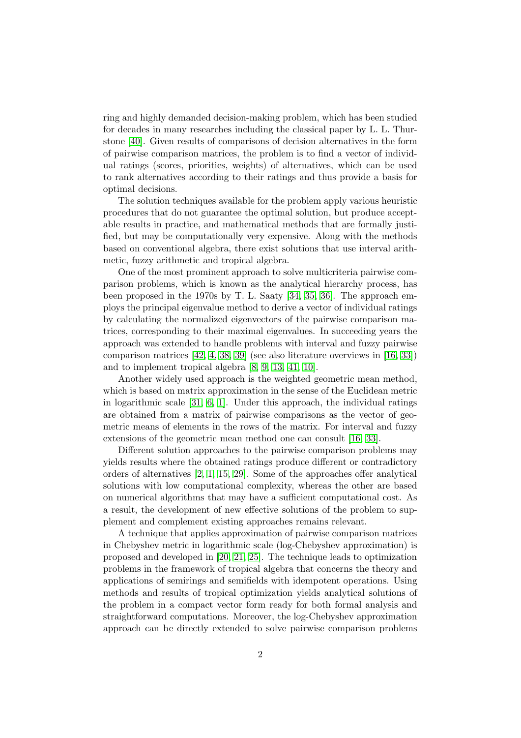ring and highly demanded decision-making problem, which has been studied for decades in many researches including the classical paper by L. L. Thurstone [40]. Given results of comparisons of decision alternatives in the form of pairwise comparison matrices, the problem is to find a vector of individual ratings (scores, priorities, weights) of alternatives, which can be used to rank alternatives according to their ratings and thus provide a basis for optimal decisions.

The solution techniques available for the problem apply various heuristic procedures that do not guarantee the optimal solution, but produce acceptable results in practice, and mathematical methods that are formally justified, but may be computationally very expensive. Along with the methods based on conventional algebra, there exist solutions that use interval arithmetic, fuzzy arithmetic and tropical algebra.

One of the most prominent approach to solve multicriteria pairwise comparison problems, which is known as the analytical hierarchy process, has been proposed in the 1970s by T. L. Saaty [34, 35, 36]. The approach employs the principal eigenvalue method to derive a vector of individual ratings by calculating the normalized eigenvectors of the pairwise comparison matrices, corresponding to their maximal eigenvalues. In succeeding years the approach was extended to handle problems with interval and fuzzy pairwise comparison matrices [42, 4, 38, 39] (see also literature overviews in [16, 33]) and to implement tropical algebra [8, 9, 13, 41, 10].

Another widely used approach is the weighted geometric mean method, which is based on matrix approximation in the sense of the Euclidean metric in logarithmic scale [31, 6, 1]. Under this approach, the individual ratings are obtained from a matrix of pairwise comparisons as the vector of geometric means of elements in the rows of the matrix. For interval and fuzzy extensions of the geometric mean method one can consult [16, 33].

Different solution approaches to the pairwise comparison problems may yields results where the obtained ratings produce different or contradictory orders of alternatives [2, 1, 15, 29]. Some of the approaches offer analytical solutions with low computational complexity, whereas the other are based on numerical algorithms that may have a sufficient computational cost. As a result, the development of new effective solutions of the problem to supplement and complement existing approaches remains relevant.

A technique that applies approximation of pairwise comparison matrices in Chebyshev metric in logarithmic scale (log-Chebyshev approximation) is proposed and developed in [20, 21, 25]. The technique leads to optimization problems in the framework of tropical algebra that concerns the theory and applications of semirings and semifields with idempotent operations. Using methods and results of tropical optimization yields analytical solutions of the problem in a compact vector form ready for both formal analysis and straightforward computations. Moreover, the log-Chebyshev approximation approach can be directly extended to solve pairwise comparison problems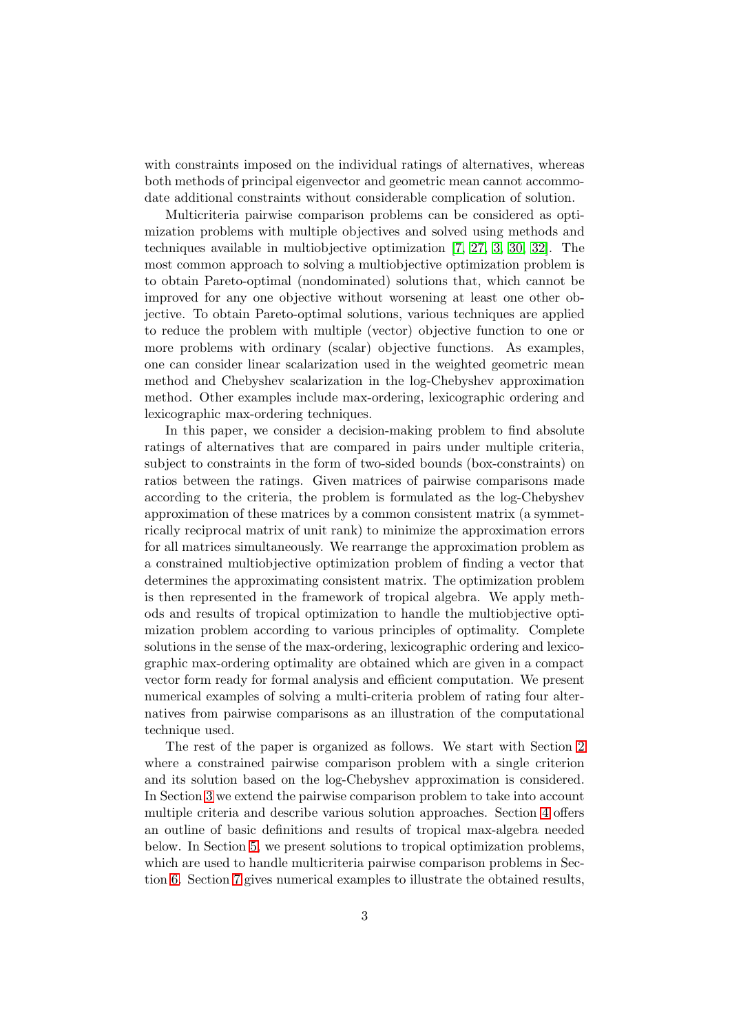with constraints imposed on the individual ratings of alternatives, whereas both methods of principal eigenvector and geometric mean cannot accommodate additional constraints without considerable complication of solution.

Multicriteria pairwise comparison problems can be considered as optimization problems with multiple objectives and solved using methods and techniques available in multiobjective optimization [7, 27, 3, 30, 32]. The most common approach to solving a multiobjective optimization problem is to obtain Pareto-optimal (nondominated) solutions that, which cannot be improved for any one objective without worsening at least one other objective. To obtain Pareto-optimal solutions, various techniques are applied to reduce the problem with multiple (vector) objective function to one or more problems with ordinary (scalar) objective functions. As examples, one can consider linear scalarization used in the weighted geometric mean method and Chebyshev scalarization in the log-Chebyshev approximation method. Other examples include max-ordering, lexicographic ordering and lexicographic max-ordering techniques.

In this paper, we consider a decision-making problem to find absolute ratings of alternatives that are compared in pairs under multiple criteria, subject to constraints in the form of two-sided bounds (box-constraints) on ratios between the ratings. Given matrices of pairwise comparisons made according to the criteria, the problem is formulated as the log-Chebyshev approximation of these matrices by a common consistent matrix (a symmetrically reciprocal matrix of unit rank) to minimize the approximation errors for all matrices simultaneously. We rearrange the approximation problem as a constrained multiobjective optimization problem of finding a vector that determines the approximating consistent matrix. The optimization problem is then represented in the framework of tropical algebra. We apply methods and results of tropical optimization to handle the multiobjective optimization problem according to various principles of optimality. Complete solutions in the sense of the max-ordering, lexicographic ordering and lexicographic max-ordering optimality are obtained which are given in a compact vector form ready for formal analysis and efficient computation. We present numerical examples of solving a multi-criteria problem of rating four alternatives from pairwise comparisons as an illustration of the computational technique used.

The rest of the paper is organized as follows. We start with Section 2 where a constrained pairwise comparison problem with a single criterion and its solution based on the log-Chebyshev approximation is considered. In Section 3 we extend the pairwise comparison problem to take into account multiple criteria and describe various solution approaches. Section 4 offers an outline of basic definitions and results of tropical max-algebra needed below. In Section 5, we present solutions to tropical optimization problems, which are used to handle multicriteria pairwise comparison problems in Section 6. Section 7 gives numerical examples to illustrate the obtained results,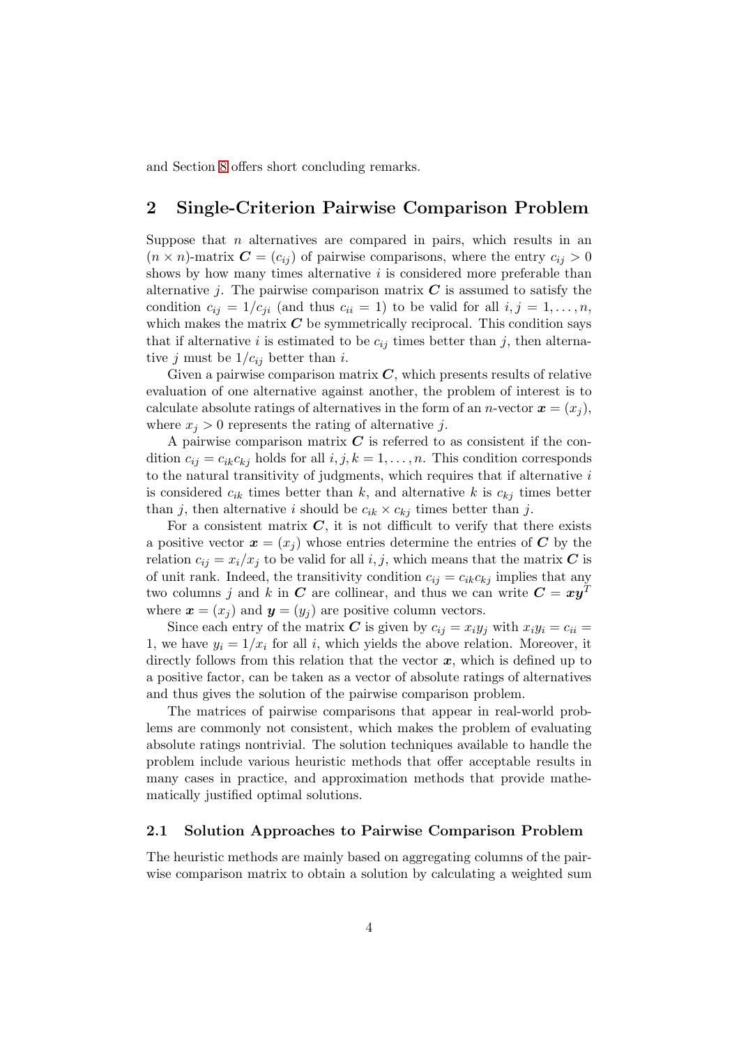and Section 8 offers short concluding remarks.

## 2 Single-Criterion Pairwise Comparison Problem

Suppose that $n$ alternatives are compared in pairs, which results in an $(n \times n)$-matrix $\boldsymbol{C} = (c_{ij})$ of pairwise comparisons, where the entry $c_{ij} > 0$ shows by how many times alternative $i$ is considered more preferable than alternative $j$. The pairwise comparison matrix $\boldsymbol{C}$ is assumed to satisfy the condition $c_{ij} = 1/c_{ji}$ (and thus $c_{ii} = 1$) to be valid for all $i, j = 1, \ldots, n$, which makes the matrix $\boldsymbol{C}$ be symmetrically reciprocal. This condition says that if alternative $i$ is estimated to be $c_{ij}$ times better than $j$, then alternative $j$ must be $1/c_{ij}$ better than $i$.

Given a pairwise comparison matrix $\boldsymbol{C}$, which presents results of relative evaluation of one alternative against another, the problem of interest is to calculate absolute ratings of alternatives in the form of an $n$-vector $\boldsymbol{x} = (x_j)$, where $x_j > 0$ represents the rating of alternative $j$.

A pairwise comparison matrix $\boldsymbol{C}$ is referred to as consistent if the condition $c_{ij} = c_{ik}c_{kj}$ holds for all $i, j, k = 1, \ldots, n$. This condition corresponds to the natural transitivity of judgments, which requires that if alternative $i$ is considered $c_{ik}$ times better than $k$, and alternative $k$ is $c_{kj}$ times better than $j$, then alternative $i$ should be $c_{ik} \times c_{kj}$ times better than $j$.

For a consistent matrix $\boldsymbol{C}$, it is not difficult to verify that there exists a positive vector $\boldsymbol{x} = (x_j)$ whose entries determine the entries of $\boldsymbol{C}$ by the relation $c_{ij} = x_i/x_j$ to be valid for all $i, j$, which means that the matrix $\boldsymbol{C}$ is of unit rank. Indeed, the transitivity condition $c_{ij} = c_{ik}c_{kj}$ implies that any two columns $j$ and $k$ in $\boldsymbol{C}$ are collinear, and thus we can write $\boldsymbol{C} = \boldsymbol{x}\boldsymbol{y}^T$ where $\boldsymbol{x} = (x_j)$ and $\boldsymbol{y} = (y_j)$ are positive column vectors.

Since each entry of the matrix $\boldsymbol{C}$ is given by $c_{ij} = x_i y_j$ with $x_i y_i = c_{ii} = 1$, we have $y_i = 1/x_i$ for all $i$, which yields the above relation. Moreover, it directly follows from this relation that the vector $\boldsymbol{x}$, which is defined up to a positive factor, can be taken as a vector of absolute ratings of alternatives and thus gives the solution of the pairwise comparison problem.

The matrices of pairwise comparisons that appear in real-world problems are commonly not consistent, which makes the problem of evaluating absolute ratings nontrivial. The solution techniques available to handle the problem include various heuristic methods that offer acceptable results in many cases in practice, and approximation methods that provide mathematically justified optimal solutions.

### 2.1 Solution Approaches to Pairwise Comparison Problem

The heuristic methods are mainly based on aggregating columns of the pairwise comparison matrix to obtain a solution by calculating a weighted sum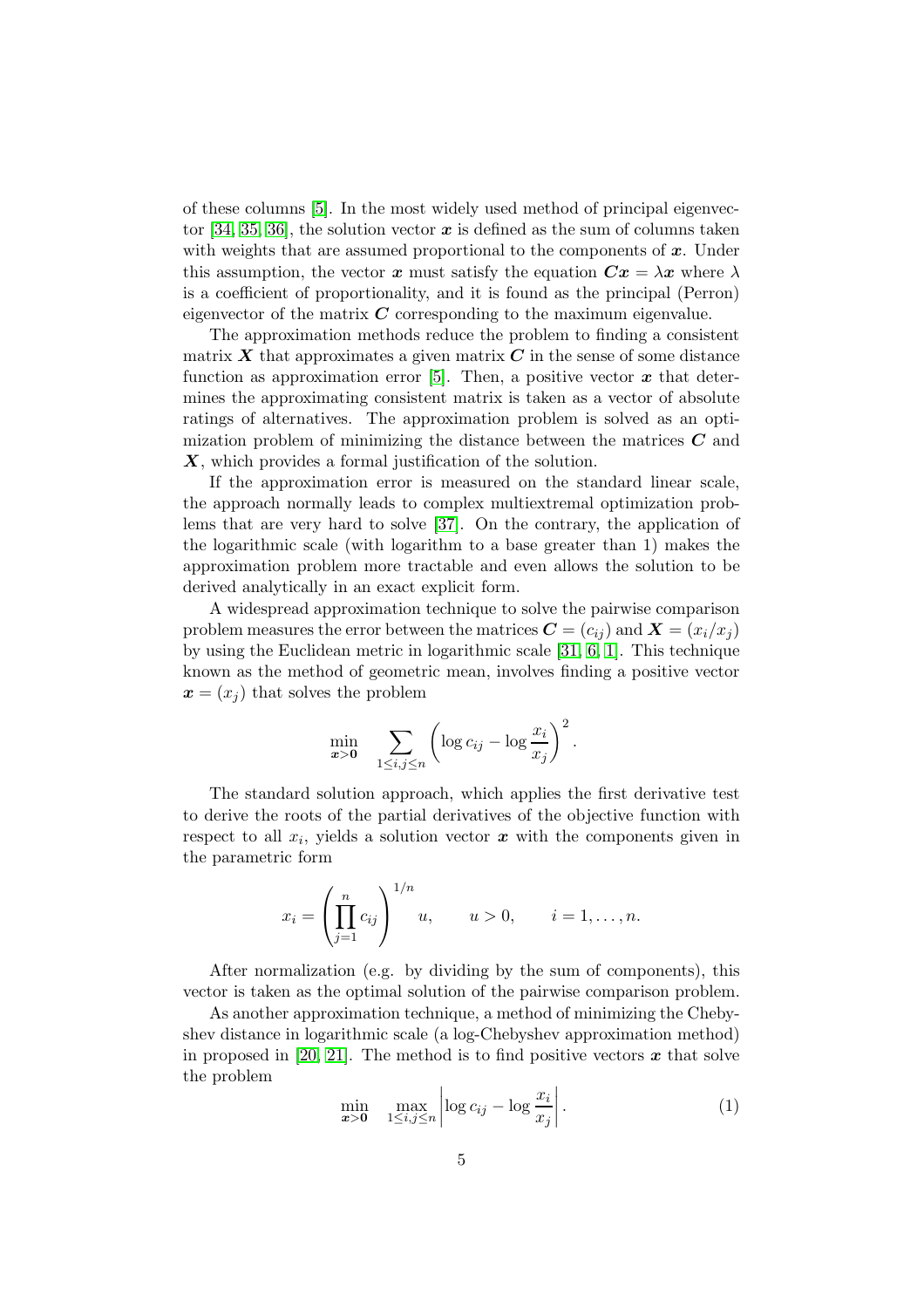of these columns [5]. In the most widely used method of principal eigenvector [34, 35, 36], the solution vector $\boldsymbol{x}$ is defined as the sum of columns taken with weights that are assumed proportional to the components of $\boldsymbol{x}$. Under this assumption, the vector $\boldsymbol{x}$ must satisfy the equation $\boldsymbol{C}\boldsymbol{x} = \lambda\boldsymbol{x}$ where $\lambda$ is a coefficient of proportionality, and it is found as the principal (Perron) eigenvector of the matrix $\boldsymbol{C}$ corresponding to the maximum eigenvalue.

The approximation methods reduce the problem to finding a consistent matrix $\boldsymbol{X}$ that approximates a given matrix $\boldsymbol{C}$ in the sense of some distance function as approximation error [5]. Then, a positive vector $\boldsymbol{x}$ that determines the approximating consistent matrix is taken as a vector of absolute ratings of alternatives. The approximation problem is solved as an optimization problem of minimizing the distance between the matrices $\boldsymbol{C}$ and $\boldsymbol{X}$, which provides a formal justification of the solution.

If the approximation error is measured on the standard linear scale, the approach normally leads to complex multiextremal optimization problems that are very hard to solve [37]. On the contrary, the application of the logarithmic scale (with logarithm to a base greater than 1) makes the approximation problem more tractable and even allows the solution to be derived analytically in an exact explicit form.

A widespread approximation technique to solve the pairwise comparison problem measures the error between the matrices $\boldsymbol{C} = (c_{ij})$ and $\boldsymbol{X} = (x_i/x_j)$ by using the Euclidean metric in logarithmic scale [31, 6, 1]. This technique known as the method of geometric mean, involves finding a positive vector $\boldsymbol{x} = (x_j)$ that solves the problem

$$\min_{\boldsymbol{x}>\boldsymbol{0}} \sum_{1\leq i,j\leq n} \left(\log c_{ij} - \log \frac{x_i}{x_j}\right)^2.$$

The standard solution approach, which applies the first derivative test to derive the roots of the partial derivatives of the objective function with respect to all $x_i$, yields a solution vector $\boldsymbol{x}$ with the components given in the parametric form

$$x_i = \left(\prod_{j=1}^{n} c_{ij}\right)^{1/n} u, \qquad u > 0, \qquad i = 1, \ldots, n.$$

After normalization (e.g. by dividing by the sum of components), this vector is taken as the optimal solution of the pairwise comparison problem.

As another approximation technique, a method of minimizing the Chebyshev distance in logarithmic scale (a log-Chebyshev approximation method) in proposed in [20, 21]. The method is to find positive vectors $\boldsymbol{x}$ that solve the problem

$$\min_{\boldsymbol{x}>\boldsymbol{0}} \max_{1\leq i,j\leq n} \left|\log c_{ij} - \log \frac{x_i}{x_j}\right|. \qquad (1)$$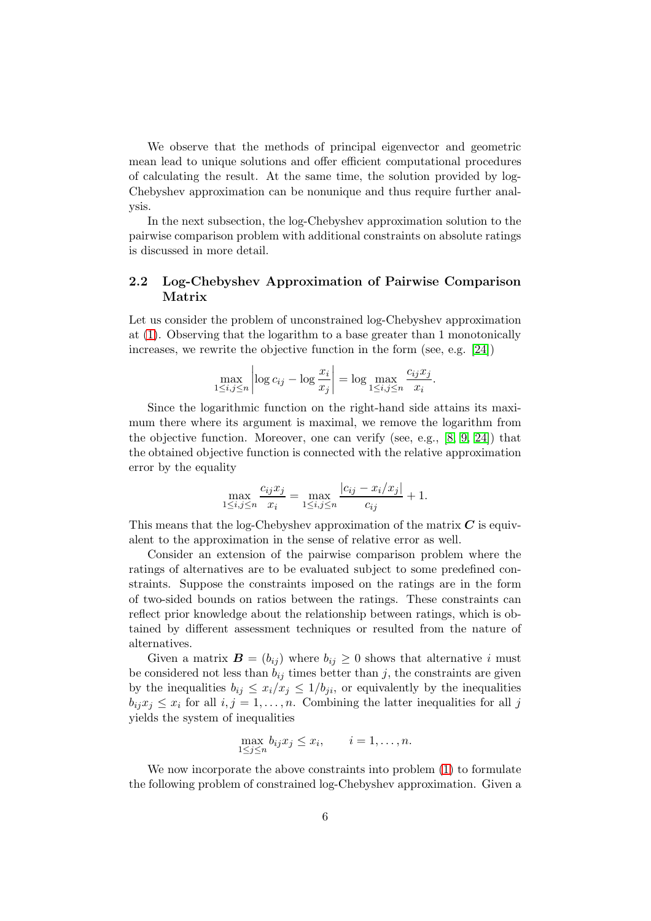We observe that the methods of principal eigenvector and geometric mean lead to unique solutions and offer efficient computational procedures of calculating the result. At the same time, the solution provided by log-Chebyshev approximation can be nonunique and thus require further analysis.

In the next subsection, the log-Chebyshev approximation solution to the pairwise comparison problem with additional constraints on absolute ratings is discussed in more detail.

### 2.2 Log-Chebyshev Approximation of Pairwise Comparison Matrix

Let us consider the problem of unconstrained log-Chebyshev approximation at (1). Observing that the logarithm to a base greater than 1 monotonically increases, we rewrite the objective function in the form (see, e.g. [24])

$$\max_{1\leq i,j\leq n}\left|\log c_{ij}-\log\frac{x_i}{x_j}\right|=\log\max_{1\leq i,j\leq n}\frac{c_{ij}x_j}{x_i}.$$

Since the logarithmic function on the right-hand side attains its maximum there where its argument is maximal, we remove the logarithm from the objective function. Moreover, one can verify (see, e.g., [8, 9, 24]) that the obtained objective function is connected with the relative approximation error by the equality

$$\max_{1\leq i,j\leq n}\frac{c_{ij}x_j}{x_i}=\max_{1\leq i,j\leq n}\frac{|c_{ij}-x_i/x_j|}{c_{ij}}+1.$$

This means that the log-Chebyshev approximation of the matrix $\boldsymbol{C}$ is equivalent to the approximation in the sense of relative error as well.

Consider an extension of the pairwise comparison problem where the ratings of alternatives are to be evaluated subject to some predefined constraints. Suppose the constraints imposed on the ratings are in the form of two-sided bounds on ratios between the ratings. These constraints can reflect prior knowledge about the relationship between ratings, which is obtained by different assessment techniques or resulted from the nature of alternatives.

Given a matrix $\boldsymbol{B}=(b_{ij})$ where $b_{ij}\geq 0$ shows that alternative $i$ must be considered not less than $b_{ij}$ times better than $j$, the constraints are given by the inequalities $b_{ij}\leq x_i/x_j\leq 1/b_{ji}$, or equivalently by the inequalities $b_{ij}x_j\leq x_i$ for all $i,j=1,\ldots,n$. Combining the latter inequalities for all $j$ yields the system of inequalities

$$\max_{1\leq j\leq n} b_{ij}x_j\leq x_i,\qquad i=1,\ldots,n.$$

We now incorporate the above constraints into problem (1) to formulate the following problem of constrained log-Chebyshev approximation. Given a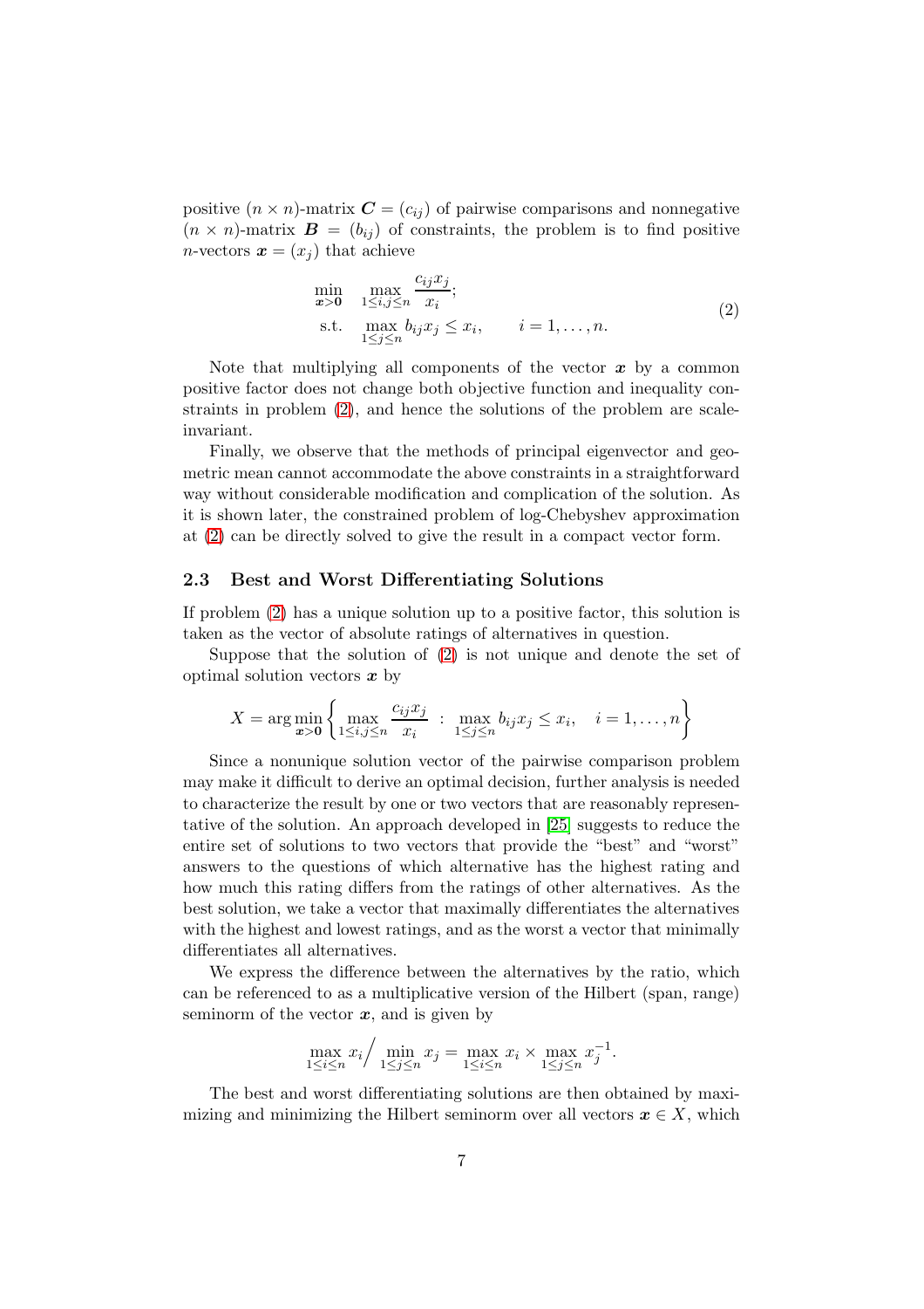positive $(n \times n)$-matrix $\boldsymbol{C} = (c_{ij})$ of pairwise comparisons and nonnegative $(n \times n)$-matrix $\boldsymbol{B} = (b_{ij})$ of constraints, the problem is to find positive $n$-vectors $\boldsymbol{x} = (x_j)$ that achieve

$$
\begin{aligned}
\min_{\boldsymbol{x} > \boldsymbol{0}} \quad & \max_{1 \leq i,j \leq n} \frac{c_{ij} x_j}{x_i}; \\
\text{s.t.} \quad & \max_{1 \leq j \leq n} b_{ij} x_j \leq x_i, \qquad i = 1, \ldots, n.
\end{aligned}
\tag{2}
$$

Note that multiplying all components of the vector $\boldsymbol{x}$ by a common positive factor does not change both objective function and inequality constraints in problem (2), and hence the solutions of the problem are scale-invariant.

Finally, we observe that the methods of principal eigenvector and geometric mean cannot accommodate the above constraints in a straightforward way without considerable modification and complication of the solution. As it is shown later, the constrained problem of log-Chebyshev approximation at (2) can be directly solved to give the result in a compact vector form.

### 2.3 Best and Worst Differentiating Solutions

If problem (2) has a unique solution up to a positive factor, this solution is taken as the vector of absolute ratings of alternatives in question.

Suppose that the solution of (2) is not unique and denote the set of optimal solution vectors $\boldsymbol{x}$ by

$$
X = \arg\min_{\boldsymbol{x} > \boldsymbol{0}} \left\{ \max_{1 \leq i,j \leq n} \frac{c_{ij} x_j}{x_i} \ : \ \max_{1 \leq j \leq n} b_{ij} x_j \leq x_i, \quad i = 1, \ldots, n \right\}
$$

Since a nonunique solution vector of the pairwise comparison problem may make it difficult to derive an optimal decision, further analysis is needed to characterize the result by one or two vectors that are reasonably representative of the solution. An approach developed in [25] suggests to reduce the entire set of solutions to two vectors that provide the "best" and "worst" answers to the questions of which alternative has the highest rating and how much this rating differs from the ratings of other alternatives. As the best solution, we take a vector that maximally differentiates the alternatives with the highest and lowest ratings, and as the worst a vector that minimally differentiates all alternatives.

We express the difference between the alternatives by the ratio, which can be referenced to as a multiplicative version of the Hilbert (span, range) seminorm of the vector $\boldsymbol{x}$, and is given by

$$
\max_{1 \leq i \leq n} x_i \Big/ \min_{1 \leq j \leq n} x_j = \max_{1 \leq i \leq n} x_i \times \max_{1 \leq j \leq n} x_j^{-1}.
$$

The best and worst differentiating solutions are then obtained by maximizing and minimizing the Hilbert seminorm over all vectors $\boldsymbol{x} \in X$, which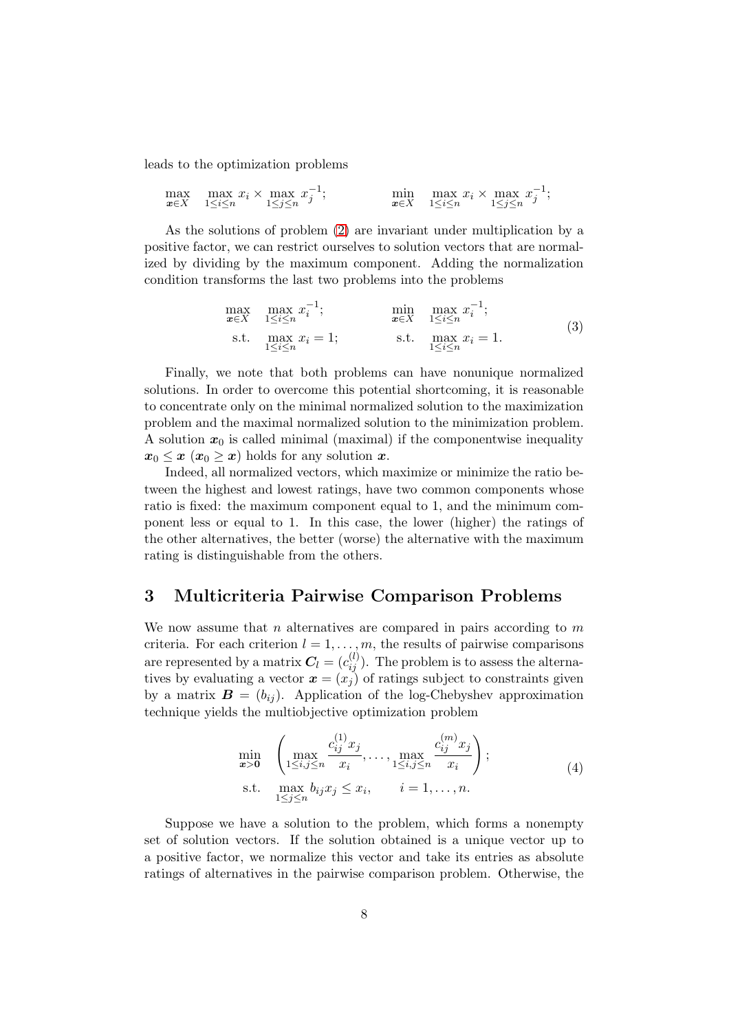leads to the optimization problems

$$
\max_{\boldsymbol{x}\in X} \quad \max_{1\leq i\leq n} x_i \times \max_{1\leq j\leq n} x_j^{-1}; \qquad\qquad \min_{\boldsymbol{x}\in X} \quad \max_{1\leq i\leq n} x_i \times \max_{1\leq j\leq n} x_j^{-1};
$$

As the solutions of problem (2) are invariant under multiplication by a positive factor, we can restrict ourselves to solution vectors that are normalized by dividing by the maximum component. Adding the normalization condition transforms the last two problems into the problems

$$
\begin{aligned}
&\max_{\boldsymbol{x}\in X} \quad \max_{1\leq i\leq n} x_i^{-1}; &\qquad &\min_{\boldsymbol{x}\in X} \quad \max_{1\leq i\leq n} x_i^{-1}; \\
&\text{s.t.} \quad \max_{1\leq i\leq n} x_i = 1; &\qquad &\text{s.t.} \quad \max_{1\leq i\leq n} x_i = 1.
\end{aligned}
\tag{3}
$$

Finally, we note that both problems can have nonunique normalized solutions. In order to overcome this potential shortcoming, it is reasonable to concentrate only on the minimal normalized solution to the maximization problem and the maximal normalized solution to the minimization problem. A solution $\boldsymbol{x}_0$ is called minimal (maximal) if the componentwise inequality $\boldsymbol{x}_0 \leq \boldsymbol{x}$ ($\boldsymbol{x}_0 \geq \boldsymbol{x}$) holds for any solution $\boldsymbol{x}$.

Indeed, all normalized vectors, which maximize or minimize the ratio between the highest and lowest ratings, have two common components whose ratio is fixed: the maximum component equal to 1, and the minimum component less or equal to 1. In this case, the lower (higher) the ratings of the other alternatives, the better (worse) the alternative with the maximum rating is distinguishable from the others.

## 3 Multicriteria Pairwise Comparison Problems

We now assume that $n$ alternatives are compared in pairs according to $m$ criteria. For each criterion $l = 1, \ldots, m$, the results of pairwise comparisons are represented by a matrix $\boldsymbol{C}_l = (c_{ij}^{(l)})$. The problem is to assess the alternatives by evaluating a vector $\boldsymbol{x} = (x_j)$ of ratings subject to constraints given by a matrix $\boldsymbol{B} = (b_{ij})$. Application of the log-Chebyshev approximation technique yields the multiobjective optimization problem

$$
\begin{aligned}
\min_{\boldsymbol{x}>\boldsymbol{0}} \quad & \left( \max_{1\leq i,j\leq n} \frac{c_{ij}^{(1)} x_j}{x_i}, \ldots, \max_{1\leq i,j\leq n} \frac{c_{ij}^{(m)} x_j}{x_i} \right); \\
\text{s.t.} \quad & \max_{1\leq j\leq n} b_{ij} x_j \leq x_i, \qquad i = 1, \ldots, n.
\end{aligned}
\tag{4}
$$

Suppose we have a solution to the problem, which forms a nonempty set of solution vectors. If the solution obtained is a unique vector up to a positive factor, we normalize this vector and take its entries as absolute ratings of alternatives in the pairwise comparison problem. Otherwise, the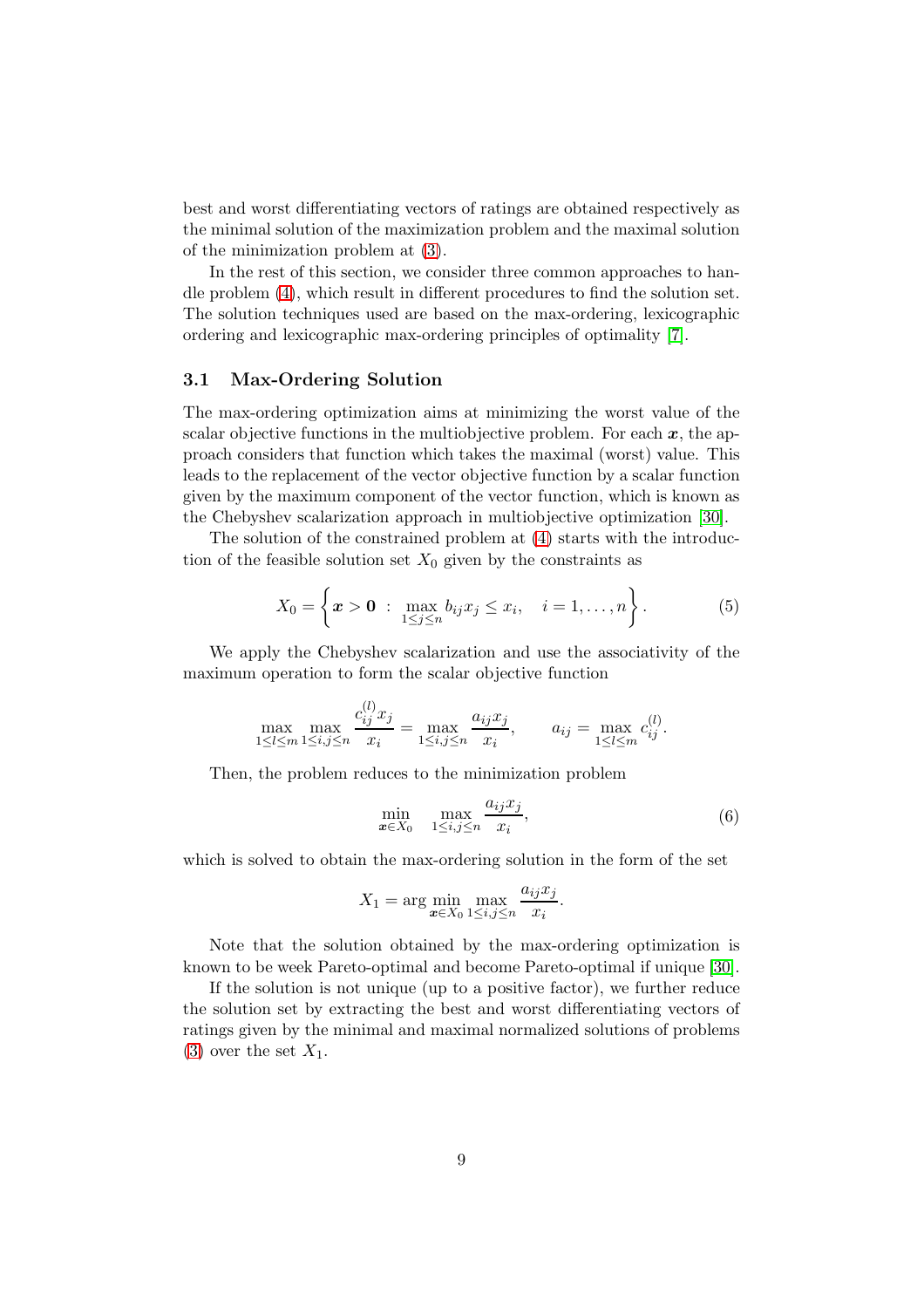best and worst differentiating vectors of ratings are obtained respectively as the minimal solution of the maximization problem and the maximal solution of the minimization problem at (3).

In the rest of this section, we consider three common approaches to handle problem (4), which result in different procedures to find the solution set. The solution techniques used are based on the max-ordering, lexicographic ordering and lexicographic max-ordering principles of optimality [7].

### 3.1 Max-Ordering Solution

The max-ordering optimization aims at minimizing the worst value of the scalar objective functions in the multiobjective problem. For each $\boldsymbol{x}$, the approach considers that function which takes the maximal (worst) value. This leads to the replacement of the vector objective function by a scalar function given by the maximum component of the vector function, which is known as the Chebyshev scalarization approach in multiobjective optimization [30].

The solution of the constrained problem at (4) starts with the introduction of the feasible solution set $X_0$ given by the constraints as

$$X_0 = \left\{ \boldsymbol{x} > \boldsymbol{0} \ : \ \max_{1 \leq j \leq n} b_{ij} x_j \leq x_i, \quad i = 1, \ldots, n \right\}. \tag{5}$$

We apply the Chebyshev scalarization and use the associativity of the maximum operation to form the scalar objective function

$$\max_{1 \leq l \leq m} \max_{1 \leq i,j \leq n} \frac{c_{ij}^{(l)} x_j}{x_i} = \max_{1 \leq i,j \leq n} \frac{a_{ij} x_j}{x_i}, \qquad a_{ij} = \max_{1 \leq l \leq m} c_{ij}^{(l)}.$$

Then, the problem reduces to the minimization problem

$$\min_{\boldsymbol{x} \in X_0} \ \max_{1 \leq i,j \leq n} \frac{a_{ij} x_j}{x_i}, \tag{6}$$

which is solved to obtain the max-ordering solution in the form of the set

$$X_1 = \arg \min_{\boldsymbol{x} \in X_0} \max_{1 \leq i,j \leq n} \frac{a_{ij} x_j}{x_i}.$$

Note that the solution obtained by the max-ordering optimization is known to be week Pareto-optimal and become Pareto-optimal if unique [30].

If the solution is not unique (up to a positive factor), we further reduce the solution set by extracting the best and worst differentiating vectors of ratings given by the minimal and maximal normalized solutions of problems (3) over the set $X_1$.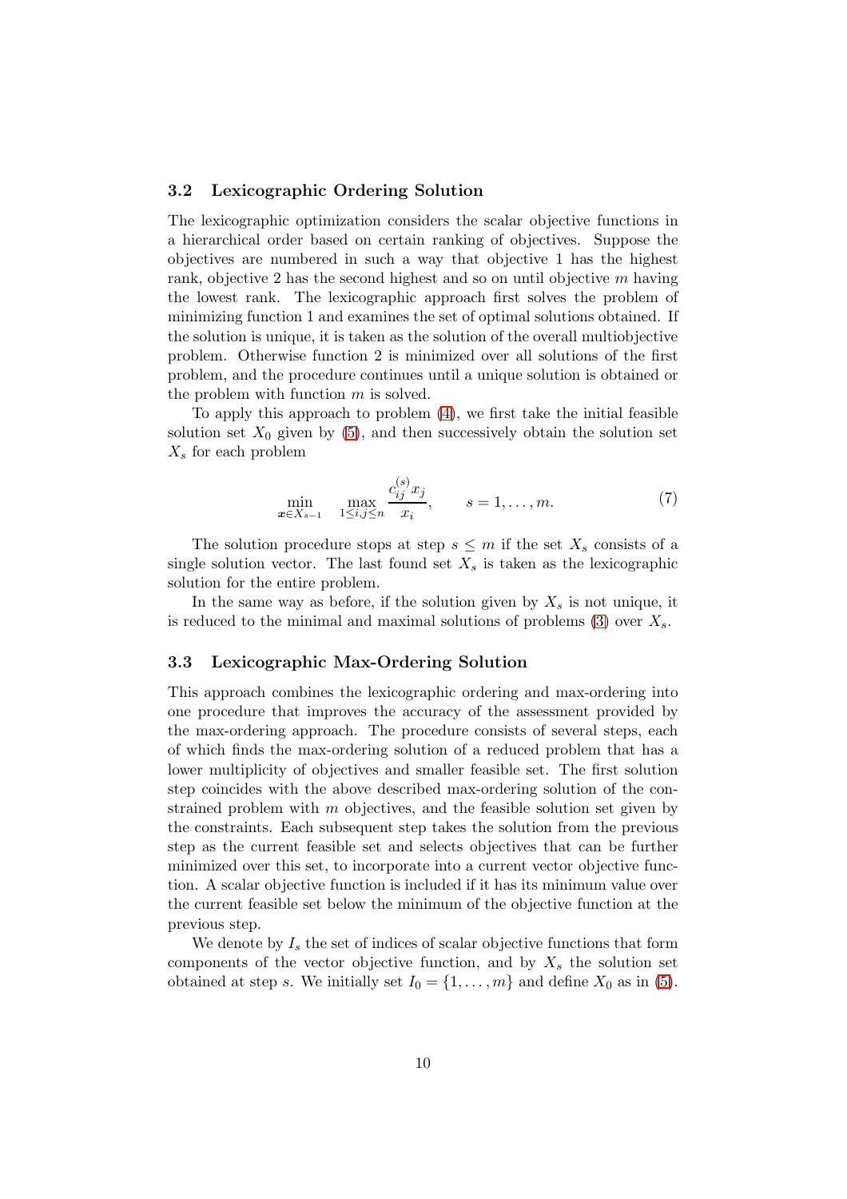### 3.2 Lexicographic Ordering Solution

The lexicographic optimization considers the scalar objective functions in a hierarchical order based on certain ranking of objectives. Suppose the objectives are numbered in such a way that objective 1 has the highest rank, objective 2 has the second highest and so on until objective $m$ having the lowest rank. The lexicographic approach first solves the problem of minimizing function 1 and examines the set of optimal solutions obtained. If the solution is unique, it is taken as the solution of the overall multiobjective problem. Otherwise function 2 is minimized over all solutions of the first problem, and the procedure continues until a unique solution is obtained or the problem with function $m$ is solved.

To apply this approach to problem (4), we first take the initial feasible solution set $X_0$ given by (5), and then successively obtain the solution set $X_s$ for each problem

$$\min_{\boldsymbol{x} \in X_{s-1}} \max_{1 \leq i,j \leq n} \frac{c_{ij}^{(s)} x_j}{x_i}, \qquad s = 1, \ldots, m. \tag{7}$$

The solution procedure stops at step $s \leq m$ if the set $X_s$ consists of a single solution vector. The last found set $X_s$ is taken as the lexicographic solution for the entire problem.

In the same way as before, if the solution given by $X_s$ is not unique, it is reduced to the minimal and maximal solutions of problems (3) over $X_s$.

### 3.3 Lexicographic Max-Ordering Solution

This approach combines the lexicographic ordering and max-ordering into one procedure that improves the accuracy of the assessment provided by the max-ordering approach. The procedure consists of several steps, each of which finds the max-ordering solution of a reduced problem that has a lower multiplicity of objectives and smaller feasible set. The first solution step coincides with the above described max-ordering solution of the constrained problem with $m$ objectives, and the feasible solution set given by the constraints. Each subsequent step takes the solution from the previous step as the current feasible set and selects objectives that can be further minimized over this set, to incorporate into a current vector objective function. A scalar objective function is included if it has its minimum value over the current feasible set below the minimum of the objective function at the previous step.

We denote by $I_s$ the set of indices of scalar objective functions that form components of the vector objective function, and by $X_s$ the solution set obtained at step $s$. We initially set $I_0 = \{1, \ldots, m\}$ and define $X_0$ as in (5).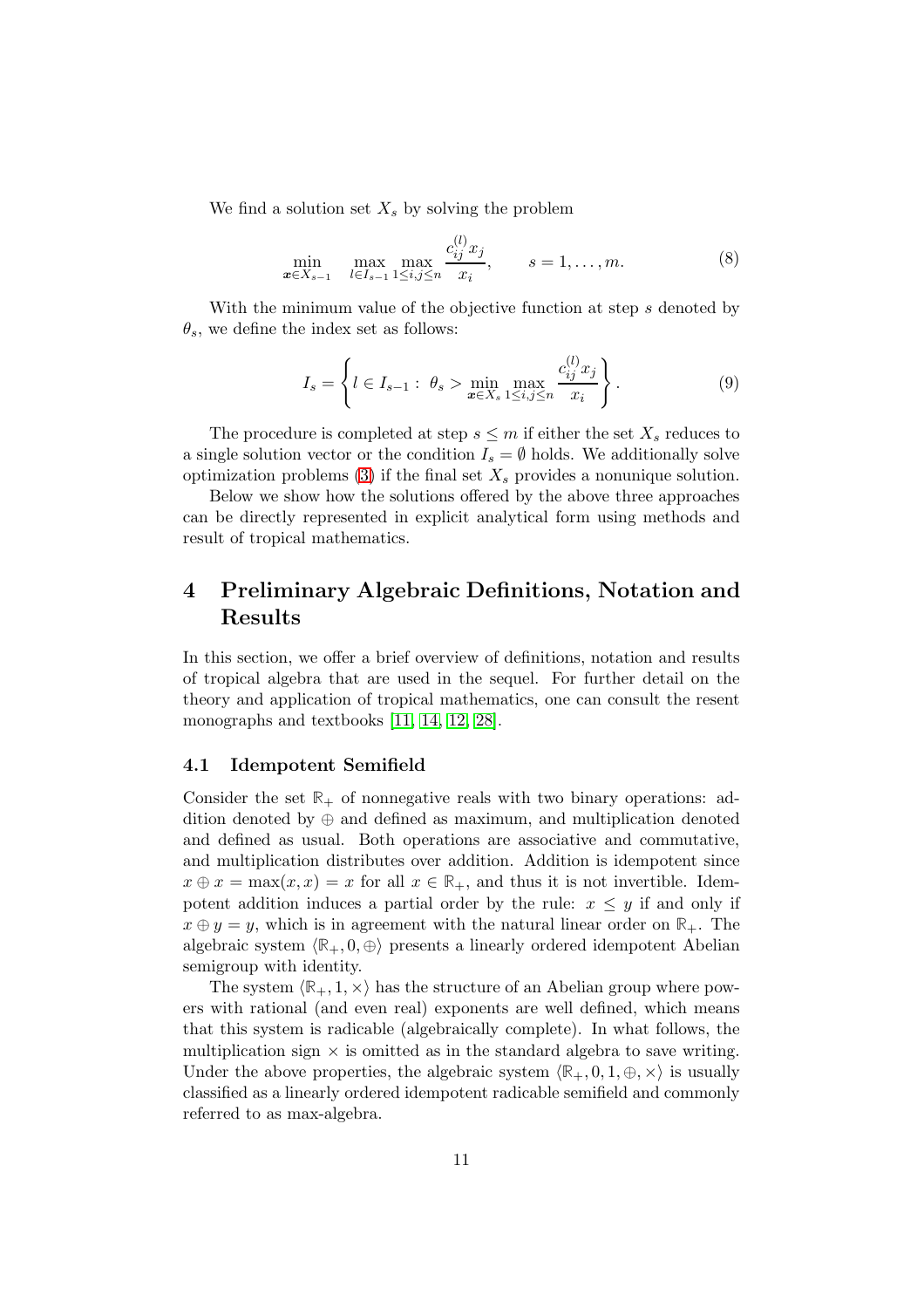We find a solution set $X_s$ by solving the problem

$$\min_{\boldsymbol{x} \in X_{s-1}} \quad \max_{l \in I_{s-1}} \max_{1 \leq i,j \leq n} \frac{c_{ij}^{(l)} x_j}{x_i}, \qquad s = 1, \dots, m. \tag{8}$$

With the minimum value of the objective function at step $s$ denoted by $\theta_s$, we define the index set as follows:

$$I_s = \left\{ l \in I_{s-1} : \ \theta_s > \min_{\boldsymbol{x} \in X_s} \max_{1 \leq i,j \leq n} \frac{c_{ij}^{(l)} x_j}{x_i} \right\}. \tag{9}$$

The procedure is completed at step $s \leq m$ if either the set $X_s$ reduces to a single solution vector or the condition $I_s = \emptyset$ holds. We additionally solve optimization problems (3) if the final set $X_s$ provides a nonunique solution.

Below we show how the solutions offered by the above three approaches can be directly represented in explicit analytical form using methods and result of tropical mathematics.

# 4 Preliminary Algebraic Definitions, Notation and Results

In this section, we offer a brief overview of definitions, notation and results of tropical algebra that are used in the sequel. For further detail on the theory and application of tropical mathematics, one can consult the resent monographs and textbooks [11, 14, 12, 28].

## 4.1 Idempotent Semifield

Consider the set $\mathbb{R}_+$ of nonnegative reals with two binary operations: addition denoted by $\oplus$ and defined as maximum, and multiplication denoted and defined as usual. Both operations are associative and commutative, and multiplication distributes over addition. Addition is idempotent since $x \oplus x = \max(x, x) = x$ for all $x \in \mathbb{R}_+$, and thus it is not invertible. Idempotent addition induces a partial order by the rule: $x \leq y$ if and only if $x \oplus y = y$, which is in agreement with the natural linear order on $\mathbb{R}_+$. The algebraic system $\langle \mathbb{R}_+, 0, \oplus \rangle$ presents a linearly ordered idempotent Abelian semigroup with identity.

The system $\langle \mathbb{R}_+, 1, \times \rangle$ has the structure of an Abelian group where powers with rational (and even real) exponents are well defined, which means that this system is radicable (algebraically complete). In what follows, the multiplication sign $\times$ is omitted as in the standard algebra to save writing. Under the above properties, the algebraic system $\langle \mathbb{R}_+, 0, 1, \oplus, \times \rangle$ is usually classified as a linearly ordered idempotent radicable semifield and commonly referred to as max-algebra.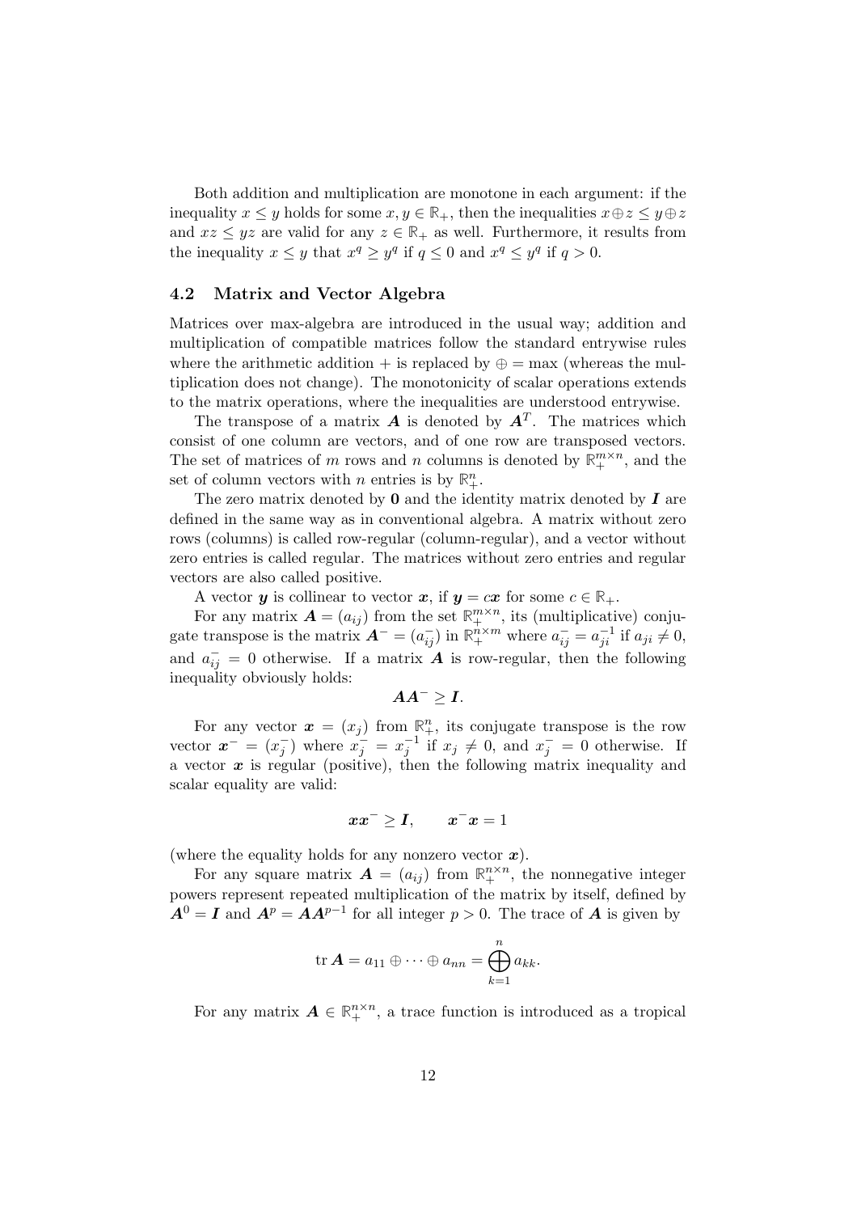Both addition and multiplication are monotone in each argument: if the inequality $x \leq y$ holds for some $x, y \in \mathbb{R}_{+}$, then the inequalities $x \oplus z \leq y \oplus z$ and $xz \leq yz$ are valid for any $z \in \mathbb{R}_{+}$ as well. Furthermore, it results from the inequality $x \leq y$ that $x^q \geq y^q$ if $q \leq 0$ and $x^q \leq y^q$ if $q > 0$.

### 4.2 Matrix and Vector Algebra

Matrices over max-algebra are introduced in the usual way; addition and multiplication of compatible matrices follow the standard entrywise rules where the arithmetic addition $+$ is replaced by $\oplus = \max$ (whereas the multiplication does not change). The monotonicity of scalar operations extends to the matrix operations, where the inequalities are understood entrywise.

The transpose of a matrix $\boldsymbol{A}$ is denoted by $\boldsymbol{A}^T$. The matrices which consist of one column are vectors, and of one row are transposed vectors. The set of matrices of $m$ rows and $n$ columns is denoted by $\mathbb{R}_{+}^{m \times n}$, and the set of column vectors with $n$ entries is by $\mathbb{R}_{+}^{n}$.

The zero matrix denoted by $\boldsymbol{0}$ and the identity matrix denoted by $\boldsymbol{I}$ are defined in the same way as in conventional algebra. A matrix without zero rows (columns) is called row-regular (column-regular), and a vector without zero entries is called regular. The matrices without zero entries and regular vectors are also called positive.

A vector $\boldsymbol{y}$ is collinear to vector $\boldsymbol{x}$, if $\boldsymbol{y} = c\boldsymbol{x}$ for some $c \in \mathbb{R}_{+}$.

For any matrix $\boldsymbol{A} = (a_{ij})$ from the set $\mathbb{R}_{+}^{m \times n}$, its (multiplicative) conjugate transpose is the matrix $\boldsymbol{A}^{-} = (a_{ij}^{-})$ in $\mathbb{R}_{+}^{n \times m}$ where $a_{ij}^{-} = a_{ji}^{-1}$ if $a_{ji} \neq 0$, and $a_{ij}^{-} = 0$ otherwise. If a matrix $\boldsymbol{A}$ is row-regular, then the following inequality obviously holds:

$$\boldsymbol{A}\boldsymbol{A}^{-} \geq \boldsymbol{I}.$$

For any vector $\boldsymbol{x} = (x_j)$ from $\mathbb{R}_{+}^{n}$, its conjugate transpose is the row vector $\boldsymbol{x}^{-} = (x_j^{-})$ where $x_j^{-} = x_j^{-1}$ if $x_j \neq 0$, and $x_j^{-} = 0$ otherwise. If a vector $\boldsymbol{x}$ is regular (positive), then the following matrix inequality and scalar equality are valid:

$$\boldsymbol{x}\boldsymbol{x}^{-} \geq \boldsymbol{I}, \qquad \boldsymbol{x}^{-}\boldsymbol{x} = 1$$

(where the equality holds for any nonzero vector $\boldsymbol{x}$).

For any square matrix $\boldsymbol{A} = (a_{ij})$ from $\mathbb{R}_{+}^{n \times n}$, the nonnegative integer powers represent repeated multiplication of the matrix by itself, defined by $\boldsymbol{A}^0 = \boldsymbol{I}$ and $\boldsymbol{A}^p = \boldsymbol{A}\boldsymbol{A}^{p-1}$ for all integer $p > 0$. The trace of $\boldsymbol{A}$ is given by

$$\operatorname{tr} \boldsymbol{A} = a_{11} \oplus \cdots \oplus a_{nn} = \bigoplus_{k=1}^{n} a_{kk}.$$

For any matrix $\boldsymbol{A} \in \mathbb{R}_{+}^{n \times n}$, a trace function is introduced as a tropical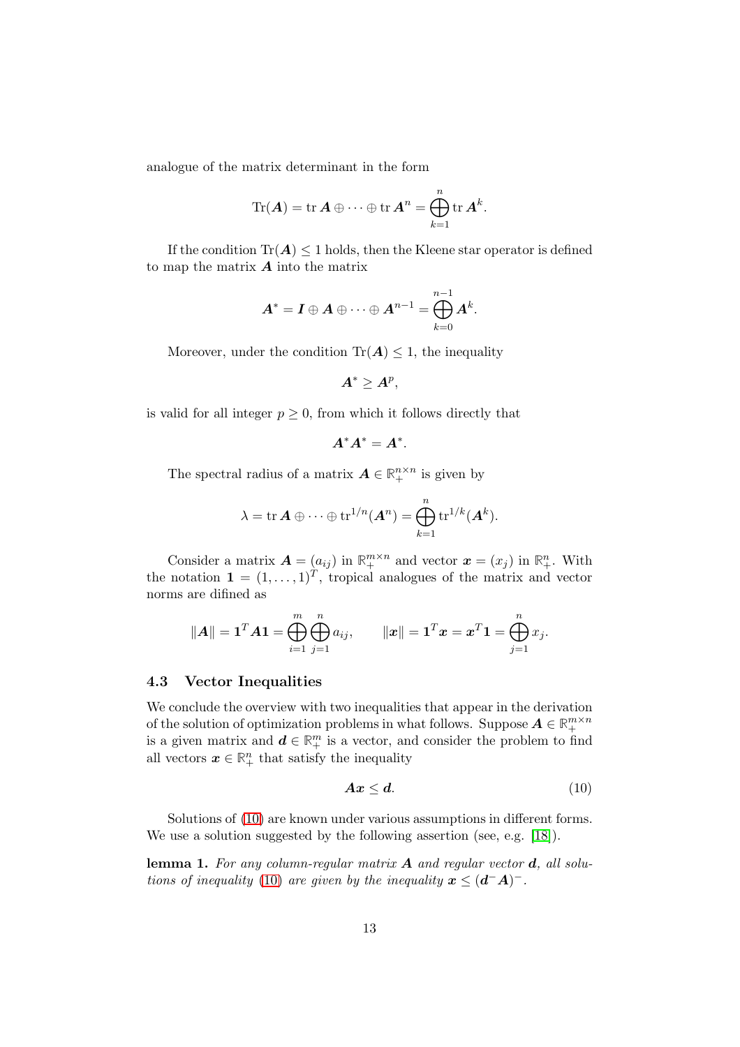analogue of the matrix determinant in the form

$$\mathrm{Tr}(\boldsymbol{A}) = \mathrm{tr}\,\boldsymbol{A} \oplus \cdots \oplus \mathrm{tr}\,\boldsymbol{A}^n = \bigoplus_{k=1}^{n} \mathrm{tr}\,\boldsymbol{A}^k.$$

If the condition $\mathrm{Tr}(\boldsymbol{A}) \leq 1$ holds, then the Kleene star operator is defined to map the matrix $\boldsymbol{A}$ into the matrix

$$\boldsymbol{A}^* = \boldsymbol{I} \oplus \boldsymbol{A} \oplus \cdots \oplus \boldsymbol{A}^{n-1} = \bigoplus_{k=0}^{n-1} \boldsymbol{A}^k.$$

Moreover, under the condition $\mathrm{Tr}(\boldsymbol{A}) \leq 1$, the inequality

$$\boldsymbol{A}^* \geq \boldsymbol{A}^p,$$

is valid for all integer $p \geq 0$, from which it follows directly that

$$\boldsymbol{A}^*\boldsymbol{A}^* = \boldsymbol{A}^*.$$

The spectral radius of a matrix $\boldsymbol{A} \in \mathbb{R}_+^{n \times n}$ is given by

$$\lambda = \mathrm{tr}\,\boldsymbol{A} \oplus \cdots \oplus \mathrm{tr}^{1/n}(\boldsymbol{A}^n) = \bigoplus_{k=1}^{n} \mathrm{tr}^{1/k}(\boldsymbol{A}^k).$$

Consider a matrix $\boldsymbol{A} = (a_{ij})$ in $\mathbb{R}_+^{m \times n}$ and vector $\boldsymbol{x} = (x_j)$ in $\mathbb{R}_+^n$. With the notation $\boldsymbol{1} = (1, \ldots, 1)^T$, tropical analogues of the matrix and vector norms are difined as

$$\|\boldsymbol{A}\| = \boldsymbol{1}^T\boldsymbol{A}\boldsymbol{1} = \bigoplus_{i=1}^{m}\bigoplus_{j=1}^{n} a_{ij}, \qquad \|\boldsymbol{x}\| = \boldsymbol{1}^T\boldsymbol{x} = \boldsymbol{x}^T\boldsymbol{1} = \bigoplus_{j=1}^{n} x_j.$$

### 4.3 Vector Inequalities

We conclude the overview with two inequalities that appear in the derivation of the solution of optimization problems in what follows. Suppose $\boldsymbol{A} \in \mathbb{R}_+^{m \times n}$ is a given matrix and $\boldsymbol{d} \in \mathbb{R}_+^m$ is a vector, and consider the problem to find all vectors $\boldsymbol{x} \in \mathbb{R}_+^n$ that satisfy the inequality

$$\boldsymbol{A}\boldsymbol{x} \leq \boldsymbol{d}. \tag{10}$$

Solutions of (10) are known under various assumptions in different forms. We use a solution suggested by the following assertion (see, e.g. [18]).

**lemma 1.** *For any column-regular matrix $\boldsymbol{A}$ and regular vector $\boldsymbol{d}$, all solutions of inequality (10) are given by the inequality $\boldsymbol{x} \leq (\boldsymbol{d}^-\boldsymbol{A})^-$.*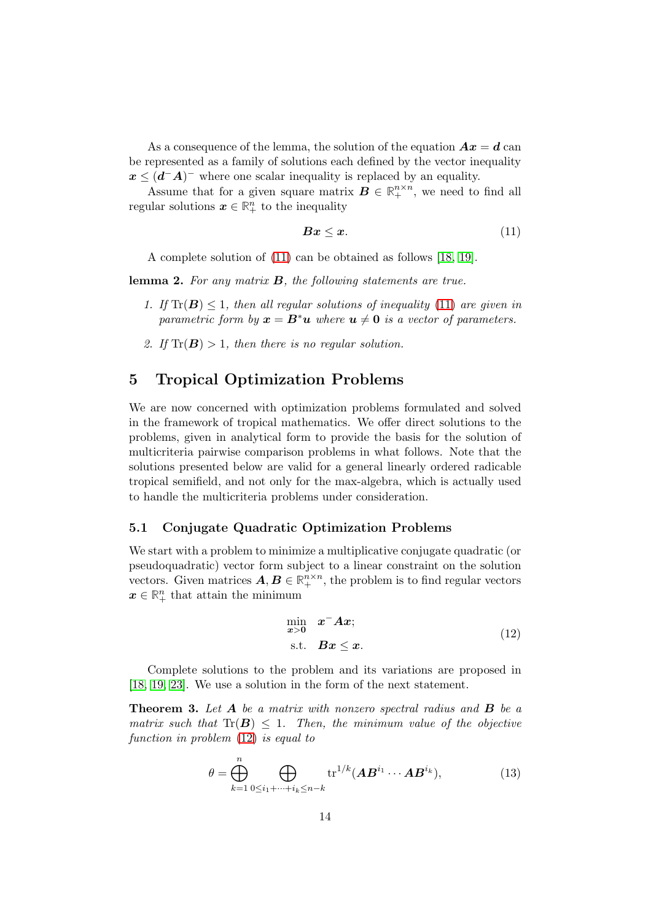As a consequence of the lemma, the solution of the equation $\boldsymbol{A}\boldsymbol{x} = \boldsymbol{d}$ can be represented as a family of solutions each defined by the vector inequality $\boldsymbol{x} \leq (\boldsymbol{d}^{-}\boldsymbol{A})^{-}$ where one scalar inequality is replaced by an equality.

Assume that for a given square matrix $\boldsymbol{B} \in \mathbb{R}_{+}^{n\times n}$, we need to find all regular solutions $\boldsymbol{x} \in \mathbb{R}_{+}^{n}$ to the inequality

$$\boldsymbol{B}\boldsymbol{x} \leq \boldsymbol{x}. \tag{11}$$

A complete solution of (11) can be obtained as follows [18, 19].

**lemma 2.** *For any matrix $\boldsymbol{B}$, the following statements are true.*

1. *If $\mathrm{Tr}(\boldsymbol{B}) \leq 1$, then all regular solutions of inequality (11) are given in parametric form by $\boldsymbol{x} = \boldsymbol{B}^{*}\boldsymbol{u}$ where $\boldsymbol{u} \neq \boldsymbol{0}$ is a vector of parameters.*
2. *If $\mathrm{Tr}(\boldsymbol{B}) > 1$, then there is no regular solution.*

## 5 Tropical Optimization Problems

We are now concerned with optimization problems formulated and solved in the framework of tropical mathematics. We offer direct solutions to the problems, given in analytical form to provide the basis for the solution of multicriteria pairwise comparison problems in what follows. Note that the solutions presented below are valid for a general linearly ordered radicable tropical semifield, and not only for the max-algebra, which is actually used to handle the multicriteria problems under consideration.

### 5.1 Conjugate Quadratic Optimization Problems

We start with a problem to minimize a multiplicative conjugate quadratic (or pseudoquadratic) vector form subject to a linear constraint on the solution vectors. Given matrices $\boldsymbol{A}, \boldsymbol{B} \in \mathbb{R}_{+}^{n\times n}$, the problem is to find regular vectors $\boldsymbol{x} \in \mathbb{R}_{+}^{n}$ that attain the minimum

$$\begin{aligned} \min_{\boldsymbol{x}>\boldsymbol{0}} \quad & \boldsymbol{x}^{-}\boldsymbol{A}\boldsymbol{x}; \\ \text{s.t.} \quad & \boldsymbol{B}\boldsymbol{x} \leq \boldsymbol{x}. \end{aligned} \tag{12}$$

Complete solutions to the problem and its variations are proposed in [18, 19, 23]. We use a solution in the form of the next statement.

**Theorem 3.** *Let $\boldsymbol{A}$ be a matrix with nonzero spectral radius and $\boldsymbol{B}$ be a matrix such that $\mathrm{Tr}(\boldsymbol{B}) \leq 1$. Then, the minimum value of the objective function in problem (12) is equal to*

$$\theta = \bigoplus_{k=1}^{n} \bigoplus_{0\leq i_1+\cdots+i_k\leq n-k} \mathrm{tr}^{1/k}(\boldsymbol{A}\boldsymbol{B}^{i_1}\cdots\boldsymbol{A}\boldsymbol{B}^{i_k}), \tag{13}$$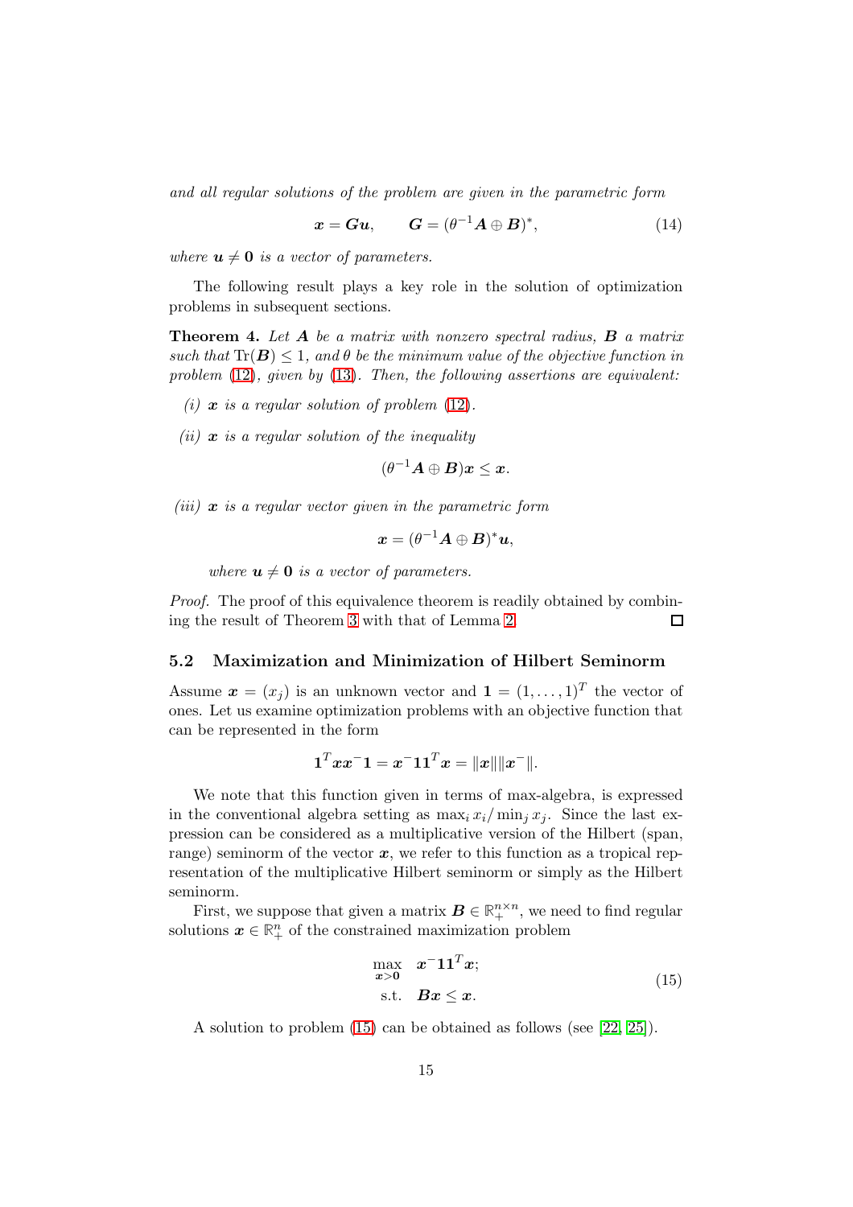*and all regular solutions of the problem are given in the parametric form*

$$\boldsymbol{x} = \boldsymbol{G}\boldsymbol{u}, \qquad \boldsymbol{G} = (\theta^{-1}\boldsymbol{A} \oplus \boldsymbol{B})^{*}, \tag{14}$$

*where $\boldsymbol{u} \neq \boldsymbol{0}$ is a vector of parameters.*

The following result plays a key role in the solution of optimization problems in subsequent sections.

**Theorem 4.** *Let $\boldsymbol{A}$ be a matrix with nonzero spectral radius, $\boldsymbol{B}$ a matrix such that $\mathrm{Tr}(\boldsymbol{B}) \leq 1$, and $\theta$ be the minimum value of the objective function in problem (12), given by (13). Then, the following assertions are equivalent:*

*(i) $\boldsymbol{x}$ is a regular solution of problem (12).*

*(ii) $\boldsymbol{x}$ is a regular solution of the inequality*

$$(\theta^{-1}\boldsymbol{A} \oplus \boldsymbol{B})\boldsymbol{x} \leq \boldsymbol{x}.$$

*(iii) $\boldsymbol{x}$ is a regular vector given in the parametric form*

$$\boldsymbol{x} = (\theta^{-1}\boldsymbol{A} \oplus \boldsymbol{B})^{*}\boldsymbol{u},$$

*where $\boldsymbol{u} \neq \boldsymbol{0}$ is a vector of parameters.*

*Proof.* The proof of this equivalence theorem is readily obtained by combining the result of Theorem 3 with that of Lemma 2. $\square$

### 5.2 Maximization and Minimization of Hilbert Seminorm

Assume $\boldsymbol{x} = (x_j)$ is an unknown vector and $\boldsymbol{1} = (1, \ldots, 1)^T$ the vector of ones. Let us examine optimization problems with an objective function that can be represented in the form

$$\boldsymbol{1}^T \boldsymbol{x}\boldsymbol{x}^{-}\boldsymbol{1} = \boldsymbol{x}^{-}\boldsymbol{1}\boldsymbol{1}^T\boldsymbol{x} = \|\boldsymbol{x}\|\|\boldsymbol{x}^{-}\|.$$

We note that this function given in terms of max-algebra, is expressed in the conventional algebra setting as $\max_i x_i / \min_j x_j$. Since the last expression can be considered as a multiplicative version of the Hilbert (span, range) seminorm of the vector $\boldsymbol{x}$, we refer to this function as a tropical representation of the multiplicative Hilbert seminorm or simply as the Hilbert seminorm.

First, we suppose that given a matrix $\boldsymbol{B} \in \mathbb{R}_{+}^{n \times n}$, we need to find regular solutions $\boldsymbol{x} \in \mathbb{R}_{+}^{n}$ of the constrained maximization problem

$$\begin{aligned} \max_{\boldsymbol{x} > \boldsymbol{0}} \quad & \boldsymbol{x}^{-}\boldsymbol{1}\boldsymbol{1}^T\boldsymbol{x}; \\ \text{s.t.} \quad & \boldsymbol{B}\boldsymbol{x} \leq \boldsymbol{x}. \end{aligned} \tag{15}$$

A solution to problem (15) can be obtained as follows (see [22, 25]).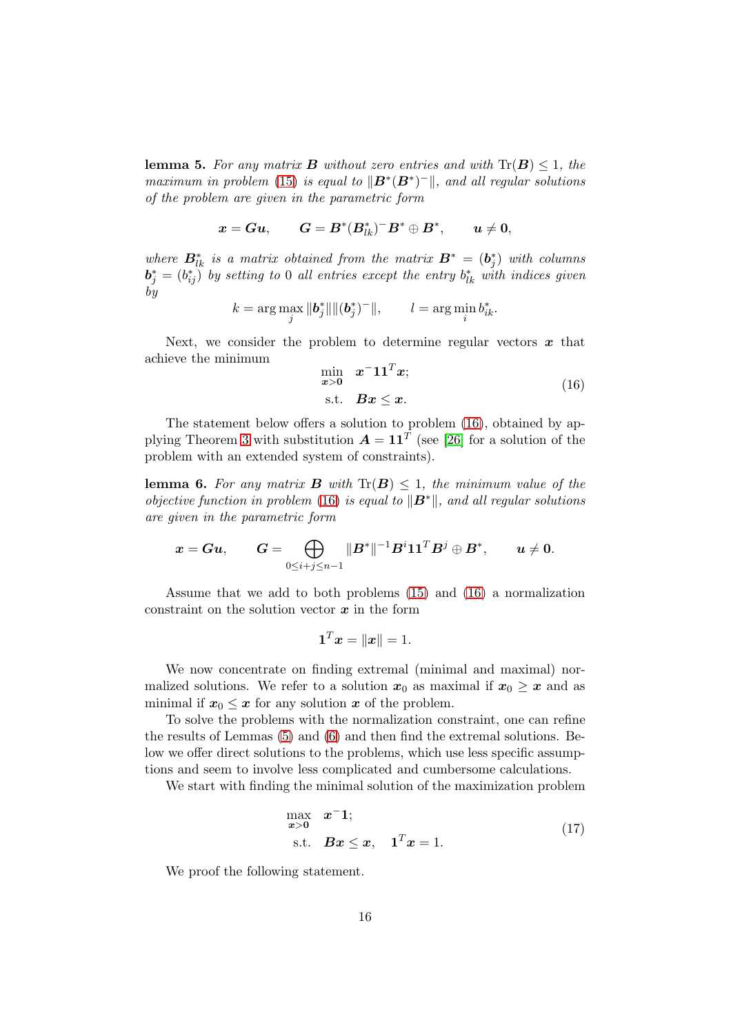**lemma 5.** *For any matrix $\boldsymbol{B}$ without zero entries and with $\mathrm{Tr}(\boldsymbol{B}) \leq 1$, the maximum in problem (15) is equal to $\|\boldsymbol{B}^{*}(\boldsymbol{B}^{*})^{-}\|$, and all regular solutions of the problem are given in the parametric form*

$$\boldsymbol{x} = \boldsymbol{G}\boldsymbol{u}, \qquad \boldsymbol{G} = \boldsymbol{B}^{*}(\boldsymbol{B}_{lk}^{*})^{-}\boldsymbol{B}^{*} \oplus \boldsymbol{B}^{*}, \qquad \boldsymbol{u} \neq \boldsymbol{0},$$

*where $\boldsymbol{B}_{lk}^{*}$ is a matrix obtained from the matrix $\boldsymbol{B}^{*} = (\boldsymbol{b}_{j}^{*})$ with columns $\boldsymbol{b}_{j}^{*} = (b_{ij}^{*})$ by setting to 0 all entries except the entry $b_{lk}^{*}$ with indices given by*

$$k = \arg\max_{j} \|\boldsymbol{b}_{j}^{*}\|\|(\boldsymbol{b}_{j}^{*})^{-}\|, \qquad l = \arg\min_{i} b_{ik}^{*}.$$

Next, we consider the problem to determine regular vectors $\boldsymbol{x}$ that achieve the minimum

$$\begin{aligned} \min_{\boldsymbol{x} > \boldsymbol{0}} \quad & \boldsymbol{x}^{-}\boldsymbol{1}\boldsymbol{1}^{T}\boldsymbol{x}; \\ \text{s.t.} \quad & \boldsymbol{B}\boldsymbol{x} \leq \boldsymbol{x}. \end{aligned} \tag{16}$$

The statement below offers a solution to problem (16), obtained by applying Theorem 3 with substitution $\boldsymbol{A} = \boldsymbol{1}\boldsymbol{1}^{T}$ (see [26] for a solution of the problem with an extended system of constraints).

**lemma 6.** *For any matrix $\boldsymbol{B}$ with $\mathrm{Tr}(\boldsymbol{B}) \leq 1$, the minimum value of the objective function in problem (16) is equal to $\|\boldsymbol{B}^{*}\|$, and all regular solutions are given in the parametric form*

$$\boldsymbol{x} = \boldsymbol{G}\boldsymbol{u}, \qquad \boldsymbol{G} = \bigoplus_{0 \leq i+j \leq n-1} \|\boldsymbol{B}^{*}\|^{-1}\boldsymbol{B}^{i}\boldsymbol{1}\boldsymbol{1}^{T}\boldsymbol{B}^{j} \oplus \boldsymbol{B}^{*}, \qquad \boldsymbol{u} \neq \boldsymbol{0}.$$

Assume that we add to both problems (15) and (16) a normalization constraint on the solution vector $\boldsymbol{x}$ in the form

$$\boldsymbol{1}^{T}\boldsymbol{x} = \|\boldsymbol{x}\| = 1.$$

We now concentrate on finding extremal (minimal and maximal) normalized solutions. We refer to a solution $\boldsymbol{x}_{0}$ as maximal if $\boldsymbol{x}_{0} \geq \boldsymbol{x}$ and as minimal if $\boldsymbol{x}_{0} \leq \boldsymbol{x}$ for any solution $\boldsymbol{x}$ of the problem.

To solve the problems with the normalization constraint, one can refine the results of Lemmas (5) and (6) and then find the extremal solutions. Below we offer direct solutions to the problems, which use less specific assumptions and seem to involve less complicated and cumbersome calculations.

We start with finding the minimal solution of the maximization problem

$$\begin{aligned} \max_{\boldsymbol{x} > \boldsymbol{0}} \quad & \boldsymbol{x}^{-}\boldsymbol{1}; \\ \text{s.t.} \quad & \boldsymbol{B}\boldsymbol{x} \leq \boldsymbol{x}, \quad \boldsymbol{1}^{T}\boldsymbol{x} = 1. \end{aligned} \tag{17}$$

We proof the following statement.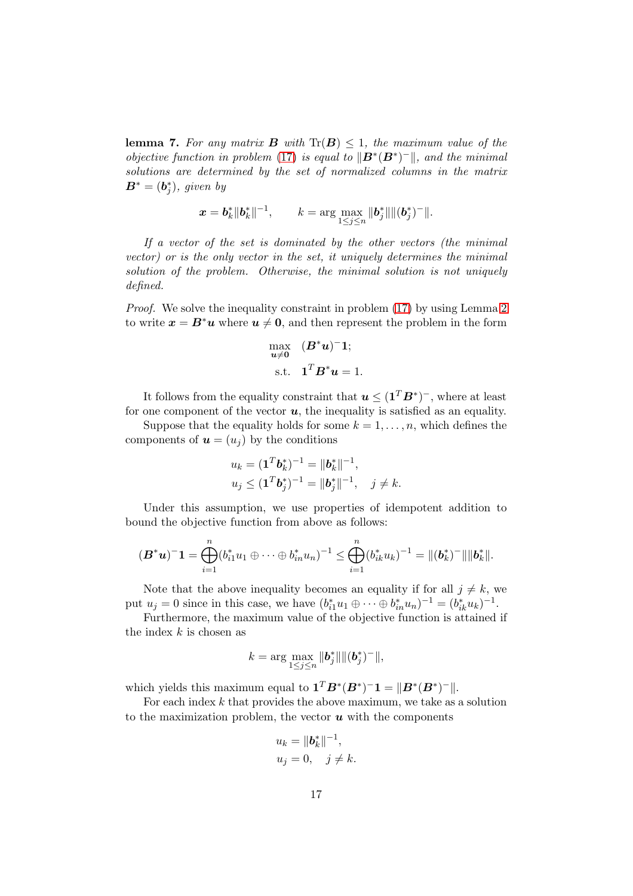**lemma 7.** *For any matrix $\boldsymbol{B}$ with $\mathrm{Tr}(\boldsymbol{B}) \leq 1$, the maximum value of the objective function in problem (17) is equal to $\|\boldsymbol{B}^*(\boldsymbol{B}^*)^-\|$, and the minimal solutions are determined by the set of normalized columns in the matrix $\boldsymbol{B}^* = (\boldsymbol{b}_j^*)$, given by*

$$\boldsymbol{x} = \boldsymbol{b}_k^* \|\boldsymbol{b}_k^*\|^{-1}, \qquad k = \arg\max_{1 \leq j \leq n} \|\boldsymbol{b}_j^*\| \|(\boldsymbol{b}_j^*)^-\|.$$

*If a vector of the set is dominated by the other vectors (the minimal vector) or is the only vector in the set, it uniquely determines the minimal solution of the problem. Otherwise, the minimal solution is not uniquely defined.*

*Proof.* We solve the inequality constraint in problem (17) by using Lemma 2 to write $\boldsymbol{x} = \boldsymbol{B}^*\boldsymbol{u}$ where $\boldsymbol{u} \neq \boldsymbol{0}$, and then represent the problem in the form

$$\begin{aligned} \max_{\boldsymbol{u} \neq \boldsymbol{0}} \quad & (\boldsymbol{B}^*\boldsymbol{u})^- \boldsymbol{1}; \\ \text{s.t.} \quad & \boldsymbol{1}^T \boldsymbol{B}^* \boldsymbol{u} = 1. \end{aligned}$$

It follows from the equality constraint that $\boldsymbol{u} \leq (\boldsymbol{1}^T\boldsymbol{B}^*)^-$, where at least for one component of the vector $\boldsymbol{u}$, the inequality is satisfied as an equality.

Suppose that the equality holds for some $k = 1, \ldots, n$, which defines the components of $\boldsymbol{u} = (u_j)$ by the conditions

$$\begin{aligned} u_k &= (\boldsymbol{1}^T \boldsymbol{b}_k^*)^{-1} = \|\boldsymbol{b}_k^*\|^{-1}, \\ u_j &\leq (\boldsymbol{1}^T \boldsymbol{b}_j^*)^{-1} = \|\boldsymbol{b}_j^*\|^{-1}, \quad j \neq k. \end{aligned}$$

Under this assumption, we use properties of idempotent addition to bound the objective function from above as follows:

$$(\boldsymbol{B}^*\boldsymbol{u})^- \boldsymbol{1} = \bigoplus_{i=1}^n (b_{i1}^* u_1 \oplus \cdots \oplus b_{in}^* u_n)^{-1} \leq \bigoplus_{i=1}^n (b_{ik}^* u_k)^{-1} = \|(\boldsymbol{b}_k^*)^-\| \|\boldsymbol{b}_k^*\|.$$

Note that the above inequality becomes an equality if for all $j \neq k$, we put $u_j = 0$ since in this case, we have $(b_{i1}^* u_1 \oplus \cdots \oplus b_{in}^* u_n)^{-1} = (b_{ik}^* u_k)^{-1}$.

Furthermore, the maximum value of the objective function is attained if the index $k$ is chosen as

$$k = \arg\max_{1 \leq j \leq n} \|\boldsymbol{b}_j^*\| \|(\boldsymbol{b}_j^*)^-\|,$$

which yields this maximum equal to $\boldsymbol{1}^T \boldsymbol{B}^*(\boldsymbol{B}^*)^- \boldsymbol{1} = \|\boldsymbol{B}^*(\boldsymbol{B}^*)^-\|$.

For each index $k$ that provides the above maximum, we take as a solution to the maximization problem, the vector $\boldsymbol{u}$ with the components

$$\begin{aligned} u_k &= \|\boldsymbol{b}_k^*\|^{-1}, \\ u_j &= 0, \quad j \neq k. \end{aligned}$$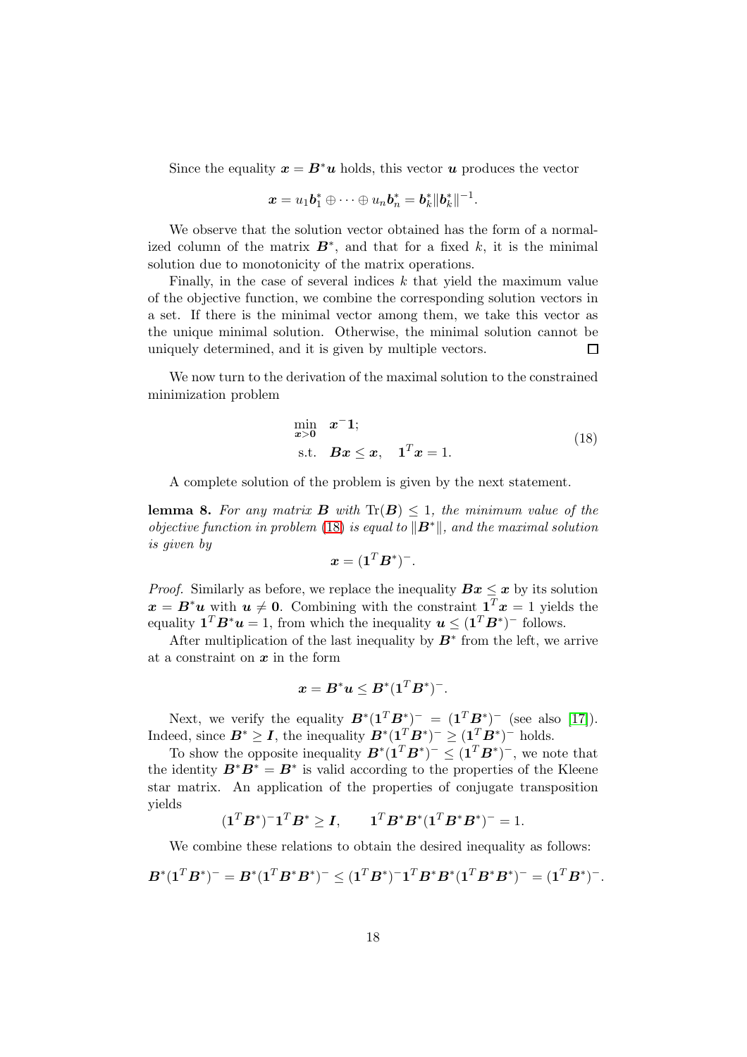Since the equality $\boldsymbol{x} = \boldsymbol{B}^{*}\boldsymbol{u}$ holds, this vector $\boldsymbol{u}$ produces the vector

$$\boldsymbol{x} = u_1\boldsymbol{b}_1^{*} \oplus \cdots \oplus u_n\boldsymbol{b}_n^{*} = \boldsymbol{b}_k^{*}\|\boldsymbol{b}_k^{*}\|^{-1}.$$

We observe that the solution vector obtained has the form of a normalized column of the matrix $\boldsymbol{B}^{*}$, and that for a fixed $k$, it is the minimal solution due to monotonicity of the matrix operations.

Finally, in the case of several indices $k$ that yield the maximum value of the objective function, we combine the corresponding solution vectors in a set. If there is the minimal vector among them, we take this vector as the unique minimal solution. Otherwise, the minimal solution cannot be uniquely determined, and it is given by multiple vectors. □

We now turn to the derivation of the maximal solution to the constrained minimization problem

$$\begin{aligned} \min_{\boldsymbol{x} > \boldsymbol{0}} \quad & \boldsymbol{x}^{-}\boldsymbol{1}; \\ \text{s.t.} \quad & \boldsymbol{B}\boldsymbol{x} \leq \boldsymbol{x}, \quad \boldsymbol{1}^{T}\boldsymbol{x} = 1. \end{aligned} \tag{18}$$

A complete solution of the problem is given by the next statement.

**lemma 8.** *For any matrix $\boldsymbol{B}$ with $\mathrm{Tr}(\boldsymbol{B}) \leq 1$, the minimum value of the objective function in problem (18) is equal to $\|\boldsymbol{B}^{*}\|$, and the maximal solution is given by*

$$\boldsymbol{x} = (\boldsymbol{1}^{T}\boldsymbol{B}^{*})^{-}.$$

*Proof.* Similarly as before, we replace the inequality $\boldsymbol{B}\boldsymbol{x} \leq \boldsymbol{x}$ by its solution $\boldsymbol{x} = \boldsymbol{B}^{*}\boldsymbol{u}$ with $\boldsymbol{u} \neq \boldsymbol{0}$. Combining with the constraint $\boldsymbol{1}^{T}\boldsymbol{x} = 1$ yields the equality $\boldsymbol{1}^{T}\boldsymbol{B}^{*}\boldsymbol{u} = 1$, from which the inequality $\boldsymbol{u} \leq (\boldsymbol{1}^{T}\boldsymbol{B}^{*})^{-}$ follows.

After multiplication of the last inequality by $\boldsymbol{B}^{*}$ from the left, we arrive at a constraint on $\boldsymbol{x}$ in the form

$$\boldsymbol{x} = \boldsymbol{B}^{*}\boldsymbol{u} \leq \boldsymbol{B}^{*}(\boldsymbol{1}^{T}\boldsymbol{B}^{*})^{-}.$$

Next, we verify the equality $\boldsymbol{B}^{*}(\boldsymbol{1}^{T}\boldsymbol{B}^{*})^{-} = (\boldsymbol{1}^{T}\boldsymbol{B}^{*})^{-}$ (see also [17]). Indeed, since $\boldsymbol{B}^{*} \geq \boldsymbol{I}$, the inequality $\boldsymbol{B}^{*}(\boldsymbol{1}^{T}\boldsymbol{B}^{*})^{-} \geq (\boldsymbol{1}^{T}\boldsymbol{B}^{*})^{-}$ holds.

To show the opposite inequality $\boldsymbol{B}^{*}(\boldsymbol{1}^{T}\boldsymbol{B}^{*})^{-} \leq (\boldsymbol{1}^{T}\boldsymbol{B}^{*})^{-}$, we note that the identity $\boldsymbol{B}^{*}\boldsymbol{B}^{*} = \boldsymbol{B}^{*}$ is valid according to the properties of the Kleene star matrix. An application of the properties of conjugate transposition yields

$$(\boldsymbol{1}^{T}\boldsymbol{B}^{*})^{-}\boldsymbol{1}^{T}\boldsymbol{B}^{*} \geq \boldsymbol{I}, \qquad \boldsymbol{1}^{T}\boldsymbol{B}^{*}\boldsymbol{B}^{*}(\boldsymbol{1}^{T}\boldsymbol{B}^{*}\boldsymbol{B}^{*})^{-} = 1.$$

We combine these relations to obtain the desired inequality as follows:

$$\boldsymbol{B}^{*}(\boldsymbol{1}^{T}\boldsymbol{B}^{*})^{-} = \boldsymbol{B}^{*}(\boldsymbol{1}^{T}\boldsymbol{B}^{*}\boldsymbol{B}^{*})^{-} \leq (\boldsymbol{1}^{T}\boldsymbol{B}^{*})^{-}\boldsymbol{1}^{T}\boldsymbol{B}^{*}\boldsymbol{B}^{*}(\boldsymbol{1}^{T}\boldsymbol{B}^{*}\boldsymbol{B}^{*})^{-} = (\boldsymbol{1}^{T}\boldsymbol{B}^{*})^{-}.$$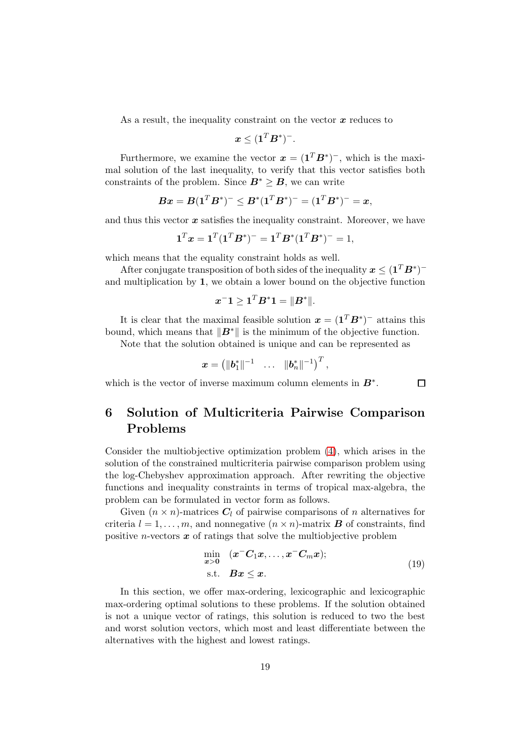As a result, the inequality constraint on the vector $\boldsymbol{x}$ reduces to

$$\boldsymbol{x} \leq (\boldsymbol{1}^T \boldsymbol{B}^*)^-.$$

Furthermore, we examine the vector $\boldsymbol{x} = (\boldsymbol{1}^T \boldsymbol{B}^*)^-$, which is the maximal solution of the last inequality, to verify that this vector satisfies both constraints of the problem. Since $\boldsymbol{B}^* \geq \boldsymbol{B}$, we can write

$$\boldsymbol{B}\boldsymbol{x} = \boldsymbol{B}(\boldsymbol{1}^T \boldsymbol{B}^*)^- \leq \boldsymbol{B}^*(\boldsymbol{1}^T \boldsymbol{B}^*)^- = (\boldsymbol{1}^T \boldsymbol{B}^*)^- = \boldsymbol{x},$$

and thus this vector $\boldsymbol{x}$ satisfies the inequality constraint. Moreover, we have

$$\boldsymbol{1}^T \boldsymbol{x} = \boldsymbol{1}^T (\boldsymbol{1}^T \boldsymbol{B}^*)^- = \boldsymbol{1}^T \boldsymbol{B}^* (\boldsymbol{1}^T \boldsymbol{B}^*)^- = 1,$$

which means that the equality constraint holds as well.

After conjugate transposition of both sides of the inequality $\boldsymbol{x} \leq (\boldsymbol{1}^T \boldsymbol{B}^*)^-$ and multiplication by $\boldsymbol{1}$, we obtain a lower bound on the objective function

$$\boldsymbol{x}^- \boldsymbol{1} \geq \boldsymbol{1}^T \boldsymbol{B}^* \boldsymbol{1} = \|\boldsymbol{B}^*\|.$$

It is clear that the maximal feasible solution $\boldsymbol{x} = (\boldsymbol{1}^T \boldsymbol{B}^*)^-$ attains this bound, which means that $\|\boldsymbol{B}^*\|$ is the minimum of the objective function.

Note that the solution obtained is unique and can be represented as

$$\boldsymbol{x} = \begin{pmatrix} \|\boldsymbol{b}_1^*\|^{-1} & \ldots & \|\boldsymbol{b}_n^*\|^{-1} \end{pmatrix}^T,$$

which is the vector of inverse maximum column elements in $\boldsymbol{B}^*$. $\square$

## 6 Solution of Multicriteria Pairwise Comparison Problems

Consider the multiobjective optimization problem (4), which arises in the solution of the constrained multicriteria pairwise comparison problem using the log-Chebyshev approximation approach. After rewriting the objective functions and inequality constraints in terms of tropical max-algebra, the problem can be formulated in vector form as follows.

Given $(n \times n)$-matrices $\boldsymbol{C}_l$ of pairwise comparisons of $n$ alternatives for criteria $l = 1, \ldots, m$, and nonnegative $(n \times n)$-matrix $\boldsymbol{B}$ of constraints, find positive $n$-vectors $\boldsymbol{x}$ of ratings that solve the multiobjective problem

$$\begin{aligned} \min_{\boldsymbol{x} > \boldsymbol{0}} \quad & (\boldsymbol{x}^- \boldsymbol{C}_1 \boldsymbol{x}, \ldots, \boldsymbol{x}^- \boldsymbol{C}_m \boldsymbol{x}); \\ \text{s.t.} \quad & \boldsymbol{B}\boldsymbol{x} \leq \boldsymbol{x}. \end{aligned} \tag{19}$$

In this section, we offer max-ordering, lexicographic and lexicographic max-ordering optimal solutions to these problems. If the solution obtained is not a unique vector of ratings, this solution is reduced to two the best and worst solution vectors, which most and least differentiate between the alternatives with the highest and lowest ratings.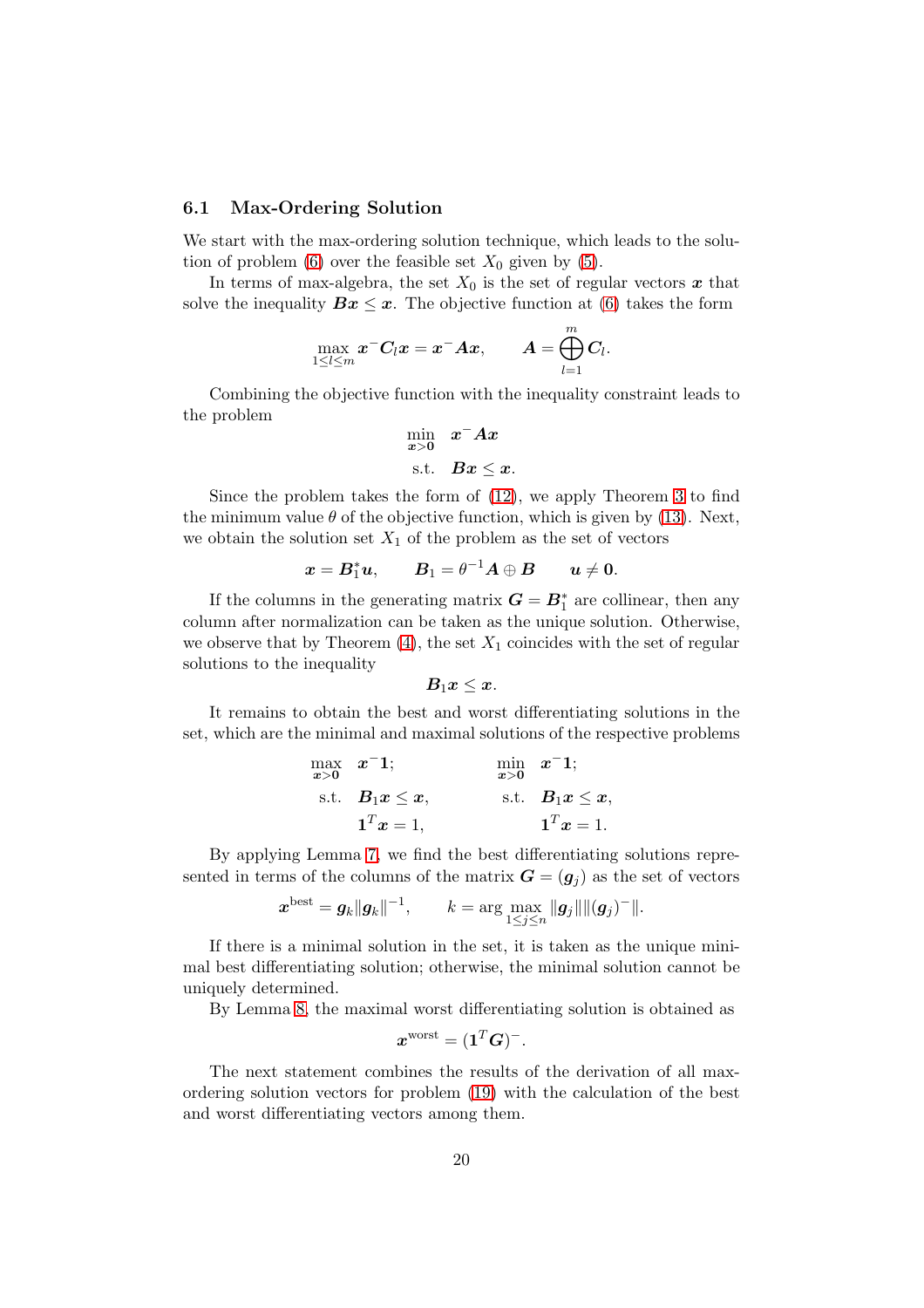### 6.1 Max-Ordering Solution

We start with the max-ordering solution technique, which leads to the solution of problem (6) over the feasible set $X_0$ given by (5).

In terms of max-algebra, the set $X_0$ is the set of regular vectors $\boldsymbol{x}$ that solve the inequality $\boldsymbol{B}\boldsymbol{x} \leq \boldsymbol{x}$. The objective function at (6) takes the form

$$\max_{1\leq l\leq m} \boldsymbol{x}^{-}\boldsymbol{C}_l\boldsymbol{x} = \boldsymbol{x}^{-}\boldsymbol{A}\boldsymbol{x}, \qquad \boldsymbol{A} = \bigoplus_{l=1}^{m} \boldsymbol{C}_l.$$

Combining the objective function with the inequality constraint leads to the problem

$$\begin{aligned} \min_{\boldsymbol{x}>\boldsymbol{0}} \quad & \boldsymbol{x}^{-}\boldsymbol{A}\boldsymbol{x} \\ \text{s.t.} \quad & \boldsymbol{B}\boldsymbol{x} \leq \boldsymbol{x}. \end{aligned}$$

Since the problem takes the form of (12), we apply Theorem 3 to find the minimum value $\theta$ of the objective function, which is given by (13). Next, we obtain the solution set $X_1$ of the problem as the set of vectors

$$\boldsymbol{x} = \boldsymbol{B}_1^{*}\boldsymbol{u}, \qquad \boldsymbol{B}_1 = \theta^{-1}\boldsymbol{A} \oplus \boldsymbol{B} \qquad \boldsymbol{u} \neq \boldsymbol{0}.$$

If the columns in the generating matrix $\boldsymbol{G} = \boldsymbol{B}_1^{*}$ are collinear, then any column after normalization can be taken as the unique solution. Otherwise, we observe that by Theorem (4), the set $X_1$ coincides with the set of regular solutions to the inequality

$$\boldsymbol{B}_1\boldsymbol{x} \leq \boldsymbol{x}.$$

It remains to obtain the best and worst differentiating solutions in the set, which are the minimal and maximal solutions of the respective problems

$$\begin{aligned} \max_{\boldsymbol{x}>\boldsymbol{0}} \quad & \boldsymbol{x}^{-}\boldsymbol{1}; \\ \text{s.t.} \quad & \boldsymbol{B}_1\boldsymbol{x} \leq \boldsymbol{x}, \\ & \boldsymbol{1}^{T}\boldsymbol{x} = 1, \end{aligned} \qquad\qquad \begin{aligned} \min_{\boldsymbol{x}>\boldsymbol{0}} \quad & \boldsymbol{x}^{-}\boldsymbol{1}; \\ \text{s.t.} \quad & \boldsymbol{B}_1\boldsymbol{x} \leq \boldsymbol{x}, \\ & \boldsymbol{1}^{T}\boldsymbol{x} = 1. \end{aligned}$$

By applying Lemma 7, we find the best differentiating solutions represented in terms of the columns of the matrix $\boldsymbol{G} = (\boldsymbol{g}_j)$ as the set of vectors

$$\boldsymbol{x}^{\text{best}} = \boldsymbol{g}_k\|\boldsymbol{g}_k\|^{-1}, \qquad k = \arg\max_{1\leq j\leq n} \|\boldsymbol{g}_j\|\|(\boldsymbol{g}_j)^{-}\|.$$

If there is a minimal solution in the set, it is taken as the unique minimal best differentiating solution; otherwise, the minimal solution cannot be uniquely determined.

By Lemma 8, the maximal worst differentiating solution is obtained as

$$\boldsymbol{x}^{\text{worst}} = (\boldsymbol{1}^{T}\boldsymbol{G})^{-}.$$

The next statement combines the results of the derivation of all max-ordering solution vectors for problem (19) with the calculation of the best and worst differentiating vectors among them.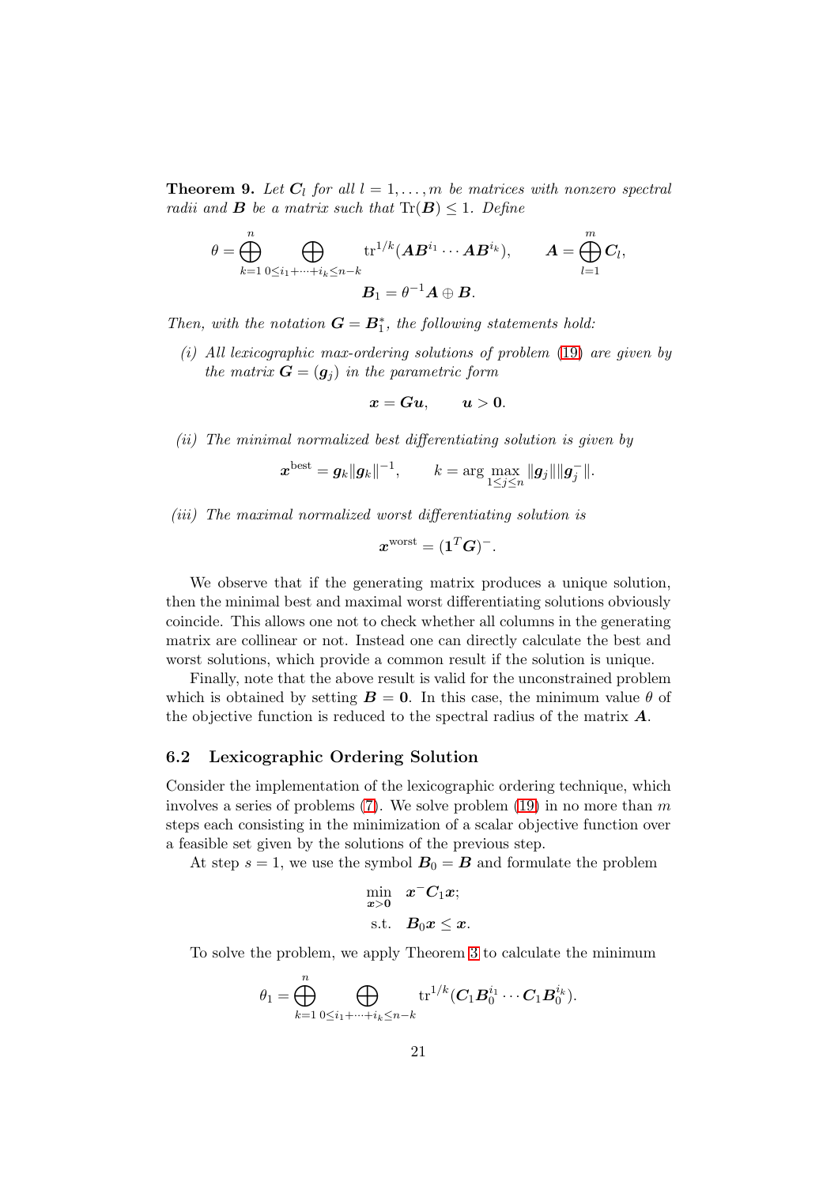**Theorem 9.** *Let $\boldsymbol{C}_l$ for all $l = 1, \ldots, m$ be matrices with nonzero spectral radii and $\boldsymbol{B}$ be a matrix such that $\mathrm{Tr}(\boldsymbol{B}) \leq 1$. Define*

$$\theta = \bigoplus_{k=1}^{n} \bigoplus_{0 \leq i_1 + \cdots + i_k \leq n-k} \mathrm{tr}^{1/k}(\boldsymbol{A}\boldsymbol{B}^{i_1} \cdots \boldsymbol{A}\boldsymbol{B}^{i_k}), \qquad \boldsymbol{A} = \bigoplus_{l=1}^{m} \boldsymbol{C}_l,$$

$$\boldsymbol{B}_1 = \theta^{-1}\boldsymbol{A} \oplus \boldsymbol{B}.$$

*Then, with the notation $\boldsymbol{G} = \boldsymbol{B}_1^{*}$, the following statements hold:*

*(i) All lexicographic max-ordering solutions of problem (19) are given by the matrix $\boldsymbol{G} = (\boldsymbol{g}_j)$ in the parametric form*

$$\boldsymbol{x} = \boldsymbol{G}\boldsymbol{u}, \qquad \boldsymbol{u} > \boldsymbol{0}.$$

*(ii) The minimal normalized best differentiating solution is given by*

$$\boldsymbol{x}^{\mathrm{best}} = \boldsymbol{g}_k \|\boldsymbol{g}_k\|^{-1}, \qquad k = \arg\max_{1 \leq j \leq n} \|\boldsymbol{g}_j\| \|\boldsymbol{g}_j^{-}\|.$$

*(iii) The maximal normalized worst differentiating solution is*

$$\boldsymbol{x}^{\mathrm{worst}} = (\boldsymbol{1}^T \boldsymbol{G})^{-}.$$

We observe that if the generating matrix produces a unique solution, then the minimal best and maximal worst differentiating solutions obviously coincide. This allows one not to check whether all columns in the generating matrix are collinear or not. Instead one can directly calculate the best and worst solutions, which provide a common result if the solution is unique.

Finally, note that the above result is valid for the unconstrained problem which is obtained by setting $\boldsymbol{B} = \boldsymbol{0}$. In this case, the minimum value $\theta$ of the objective function is reduced to the spectral radius of the matrix $\boldsymbol{A}$.

### 6.2 Lexicographic Ordering Solution

Consider the implementation of the lexicographic ordering technique, which involves a series of problems (7). We solve problem (19) in no more than $m$ steps each consisting in the minimization of a scalar objective function over a feasible set given by the solutions of the previous step.

At step $s = 1$, we use the symbol $\boldsymbol{B}_0 = \boldsymbol{B}$ and formulate the problem

$$\begin{aligned} \min_{\boldsymbol{x} > \boldsymbol{0}} \quad & \boldsymbol{x}^{-}\boldsymbol{C}_1\boldsymbol{x}; \\ \text{s.t.} \quad & \boldsymbol{B}_0\boldsymbol{x} \leq \boldsymbol{x}. \end{aligned}$$

To solve the problem, we apply Theorem 3 to calculate the minimum

$$\theta_1 = \bigoplus_{k=1}^{n} \bigoplus_{0 \leq i_1 + \cdots + i_k \leq n-k} \mathrm{tr}^{1/k}(\boldsymbol{C}_1\boldsymbol{B}_0^{i_1} \cdots \boldsymbol{C}_1\boldsymbol{B}_0^{i_k}).$$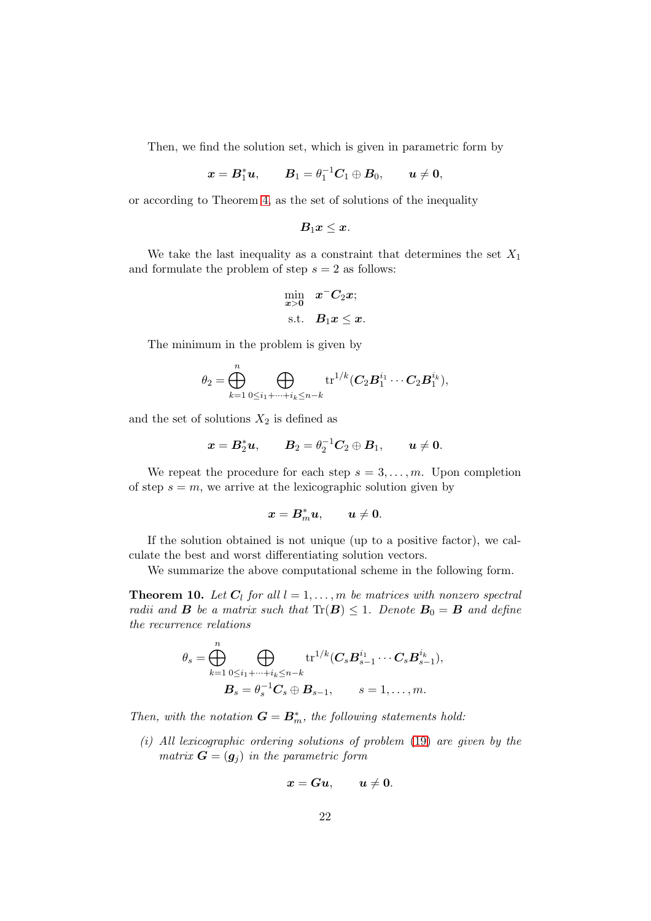Then, we find the solution set, which is given in parametric form by

$$\boldsymbol{x} = \boldsymbol{B}_1^{*}\boldsymbol{u}, \qquad \boldsymbol{B}_1 = \theta_1^{-1}\boldsymbol{C}_1 \oplus \boldsymbol{B}_0, \qquad \boldsymbol{u} \neq \boldsymbol{0},$$

or according to Theorem 4, as the set of solutions of the inequality

$$\boldsymbol{B}_1\boldsymbol{x} \leq \boldsymbol{x}.$$

We take the last inequality as a constraint that determines the set $X_1$ and formulate the problem of step $s = 2$ as follows:

$$\begin{aligned} \min_{\boldsymbol{x}>\boldsymbol{0}} \quad & \boldsymbol{x}^{-}\boldsymbol{C}_2\boldsymbol{x}; \\ \text{s.t.} \quad & \boldsymbol{B}_1\boldsymbol{x} \leq \boldsymbol{x}. \end{aligned}$$

The minimum in the problem is given by

$$\theta_2 = \bigoplus_{k=1}^{n} \bigoplus_{0 \leq i_1 + \cdots + i_k \leq n-k} \operatorname{tr}^{1/k}(\boldsymbol{C}_2\boldsymbol{B}_1^{i_1} \cdots \boldsymbol{C}_2\boldsymbol{B}_1^{i_k}),$$

and the set of solutions $X_2$ is defined as

$$\boldsymbol{x} = \boldsymbol{B}_2^{*}\boldsymbol{u}, \qquad \boldsymbol{B}_2 = \theta_2^{-1}\boldsymbol{C}_2 \oplus \boldsymbol{B}_1, \qquad \boldsymbol{u} \neq \boldsymbol{0}.$$

We repeat the procedure for each step $s = 3, \ldots, m$. Upon completion of step $s = m$, we arrive at the lexicographic solution given by

$$\boldsymbol{x} = \boldsymbol{B}_m^{*}\boldsymbol{u}, \qquad \boldsymbol{u} \neq \boldsymbol{0}.$$

If the solution obtained is not unique (up to a positive factor), we calculate the best and worst differentiating solution vectors.

We summarize the above computational scheme in the following form.

**Theorem 10.** *Let $\boldsymbol{C}_l$ for all $l = 1, \ldots, m$ be matrices with nonzero spectral radii and $\boldsymbol{B}$ be a matrix such that $\operatorname{Tr}(\boldsymbol{B}) \leq 1$. Denote $\boldsymbol{B}_0 = \boldsymbol{B}$ and define the recurrence relations*

$$\begin{aligned} \theta_s &= \bigoplus_{k=1}^{n} \bigoplus_{0 \leq i_1 + \cdots + i_k \leq n-k} \operatorname{tr}^{1/k}(\boldsymbol{C}_s\boldsymbol{B}_{s-1}^{i_1} \cdots \boldsymbol{C}_s\boldsymbol{B}_{s-1}^{i_k}), \\ \boldsymbol{B}_s &= \theta_s^{-1}\boldsymbol{C}_s \oplus \boldsymbol{B}_{s-1}, \qquad s = 1, \ldots, m. \end{aligned}$$

*Then, with the notation $\boldsymbol{G} = \boldsymbol{B}_m^{*}$, the following statements hold:*

*(i) All lexicographic ordering solutions of problem (19) are given by the matrix $\boldsymbol{G} = (\boldsymbol{g}_j)$ in the parametric form*

$$\boldsymbol{x} = \boldsymbol{G}\boldsymbol{u}, \qquad \boldsymbol{u} \neq \boldsymbol{0}.$$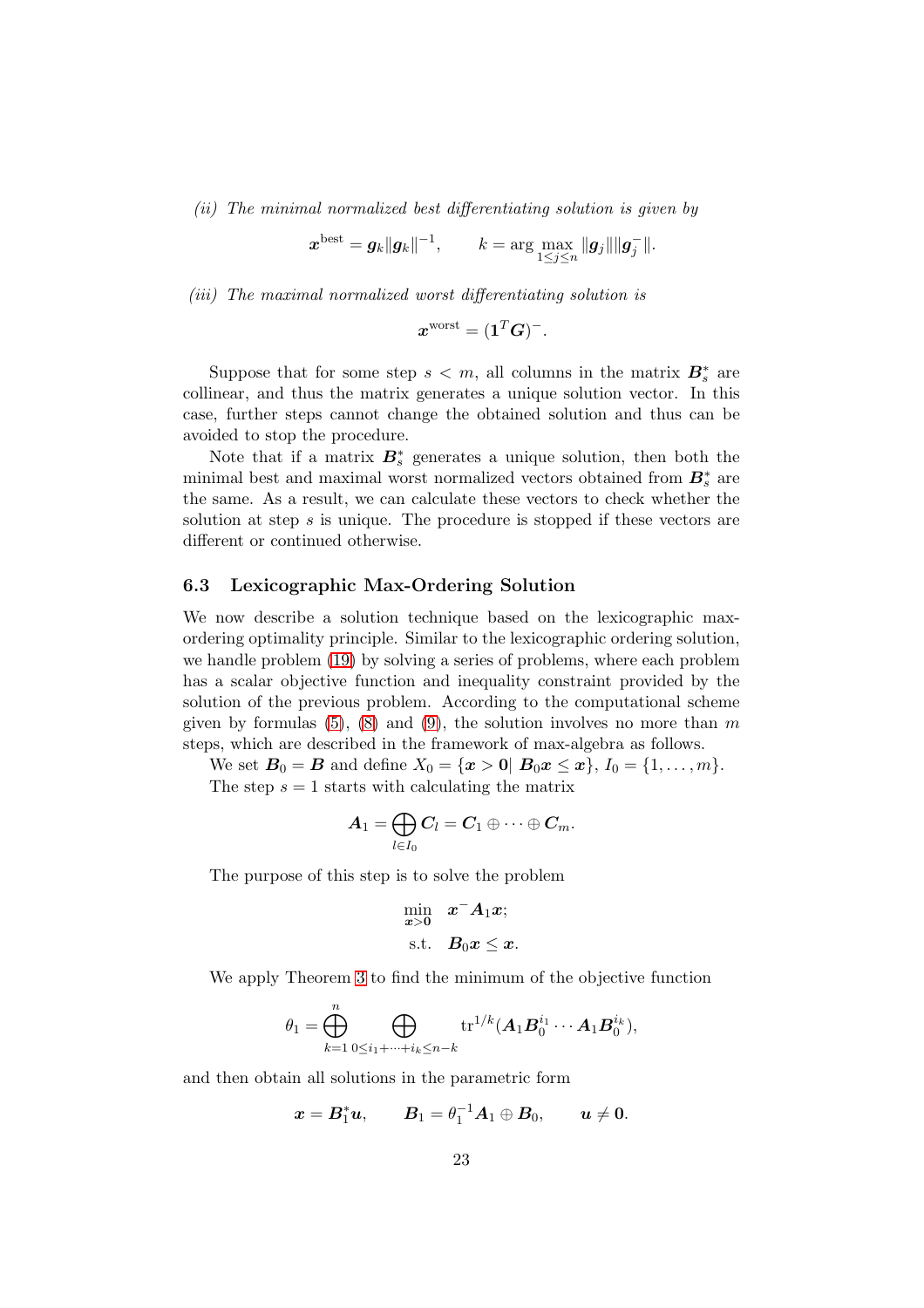*(ii) The minimal normalized best differentiating solution is given by*

$$\boldsymbol{x}^{\text{best}} = \boldsymbol{g}_k \|\boldsymbol{g}_k\|^{-1}, \qquad k = \arg\max_{1 \leq j \leq n} \|\boldsymbol{g}_j\| \|\boldsymbol{g}_j^{-}\|.$$

*(iii) The maximal normalized worst differentiating solution is*

$$\boldsymbol{x}^{\text{worst}} = (\boldsymbol{1}^T \boldsymbol{G})^{-}.$$

Suppose that for some step $s < m$, all columns in the matrix $\boldsymbol{B}_s^*$ are collinear, and thus the matrix generates a unique solution vector. In this case, further steps cannot change the obtained solution and thus can be avoided to stop the procedure.

Note that if a matrix $\boldsymbol{B}_s^*$ generates a unique solution, then both the minimal best and maximal worst normalized vectors obtained from $\boldsymbol{B}_s^*$ are the same. As a result, we can calculate these vectors to check whether the solution at step $s$ is unique. The procedure is stopped if these vectors are different or continued otherwise.

### 6.3 Lexicographic Max-Ordering Solution

We now describe a solution technique based on the lexicographic max-ordering optimality principle. Similar to the lexicographic ordering solution, we handle problem (19) by solving a series of problems, where each problem has a scalar objective function and inequality constraint provided by the solution of the previous problem. According to the computational scheme given by formulas (5), (8) and (9), the solution involves no more than $m$ steps, which are described in the framework of max-algebra as follows.

We set $\boldsymbol{B}_0 = \boldsymbol{B}$ and define $X_0 = \{\boldsymbol{x} > \boldsymbol{0} | \ \boldsymbol{B}_0 \boldsymbol{x} \leq \boldsymbol{x}\}$, $I_0 = \{1, \ldots, m\}$.

The step $s = 1$ starts with calculating the matrix

$$\boldsymbol{A}_1 = \bigoplus_{l \in I_0} \boldsymbol{C}_l = \boldsymbol{C}_1 \oplus \cdots \oplus \boldsymbol{C}_m.$$

The purpose of this step is to solve the problem

$$\begin{aligned} \min_{\boldsymbol{x} > \boldsymbol{0}} \quad & \boldsymbol{x}^{-} \boldsymbol{A}_1 \boldsymbol{x}; \\ \text{s.t.} \quad & \boldsymbol{B}_0 \boldsymbol{x} \leq \boldsymbol{x}. \end{aligned}$$

We apply Theorem 3 to find the minimum of the objective function

$$\theta_1 = \bigoplus_{k=1}^{n} \bigoplus_{0 \leq i_1 + \cdots + i_k \leq n-k} \operatorname{tr}^{1/k}(\boldsymbol{A}_1 \boldsymbol{B}_0^{i_1} \cdots \boldsymbol{A}_1 \boldsymbol{B}_0^{i_k}),$$

and then obtain all solutions in the parametric form

$$\boldsymbol{x} = \boldsymbol{B}_1^* \boldsymbol{u}, \qquad \boldsymbol{B}_1 = \theta_1^{-1} \boldsymbol{A}_1 \oplus \boldsymbol{B}_0, \qquad \boldsymbol{u} \neq \boldsymbol{0}.$$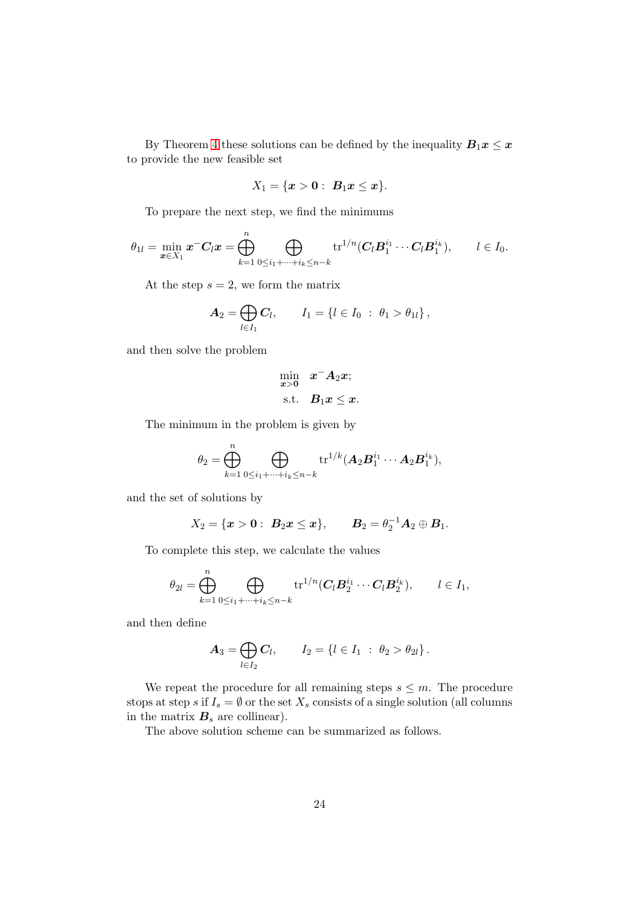By Theorem 4 these solutions can be defined by the inequality $\boldsymbol{B}_1\boldsymbol{x} \leq \boldsymbol{x}$ to provide the new feasible set

$$X_1 = \{\boldsymbol{x} > \boldsymbol{0} : \ \boldsymbol{B}_1\boldsymbol{x} \leq \boldsymbol{x}\}.$$

To prepare the next step, we find the minimums

$$\theta_{1l} = \min_{\boldsymbol{x}\in X_1} \boldsymbol{x}^{-}\boldsymbol{C}_l\boldsymbol{x} = \bigoplus_{k=1}^{n} \bigoplus_{0\leq i_1+\cdots+i_k\leq n-k} \operatorname{tr}^{1/n}(\boldsymbol{C}_l\boldsymbol{B}_1^{i_1}\cdots\boldsymbol{C}_l\boldsymbol{B}_1^{i_k}), \qquad l \in I_0.$$

At the step $s = 2$, we form the matrix

$$\boldsymbol{A}_2 = \bigoplus_{l\in I_1} \boldsymbol{C}_l, \qquad I_1 = \{l \in I_0 \ : \ \theta_1 > \theta_{1l}\},$$

and then solve the problem

$$\begin{aligned} \min_{\boldsymbol{x}>\boldsymbol{0}} \quad & \boldsymbol{x}^{-}\boldsymbol{A}_2\boldsymbol{x}; \\ \text{s.t.} \quad & \boldsymbol{B}_1\boldsymbol{x} \leq \boldsymbol{x}. \end{aligned}$$

The minimum in the problem is given by

$$\theta_2 = \bigoplus_{k=1}^{n} \bigoplus_{0\leq i_1+\cdots+i_k\leq n-k} \operatorname{tr}^{1/k}(\boldsymbol{A}_2\boldsymbol{B}_1^{i_1}\cdots\boldsymbol{A}_2\boldsymbol{B}_1^{i_k}),$$

and the set of solutions by

$$X_2 = \{\boldsymbol{x} > \boldsymbol{0} : \ \boldsymbol{B}_2\boldsymbol{x} \leq \boldsymbol{x}\}, \qquad \boldsymbol{B}_2 = \theta_2^{-1}\boldsymbol{A}_2 \oplus \boldsymbol{B}_1.$$

To complete this step, we calculate the values

$$\theta_{2l} = \bigoplus_{k=1}^{n} \bigoplus_{0\leq i_1+\cdots+i_k\leq n-k} \operatorname{tr}^{1/n}(\boldsymbol{C}_l\boldsymbol{B}_2^{i_1}\cdots\boldsymbol{C}_l\boldsymbol{B}_2^{i_k}), \qquad l \in I_1,$$

and then define

$$\boldsymbol{A}_3 = \bigoplus_{l\in I_2} \boldsymbol{C}_l, \qquad I_2 = \{l \in I_1 \ : \ \theta_2 > \theta_{2l}\}.$$

We repeat the procedure for all remaining steps $s \leq m$. The procedure stops at step $s$ if $I_s = \emptyset$ or the set $X_s$ consists of a single solution (all columns in the matrix $\boldsymbol{B}_s$ are collinear).

The above solution scheme can be summarized as follows.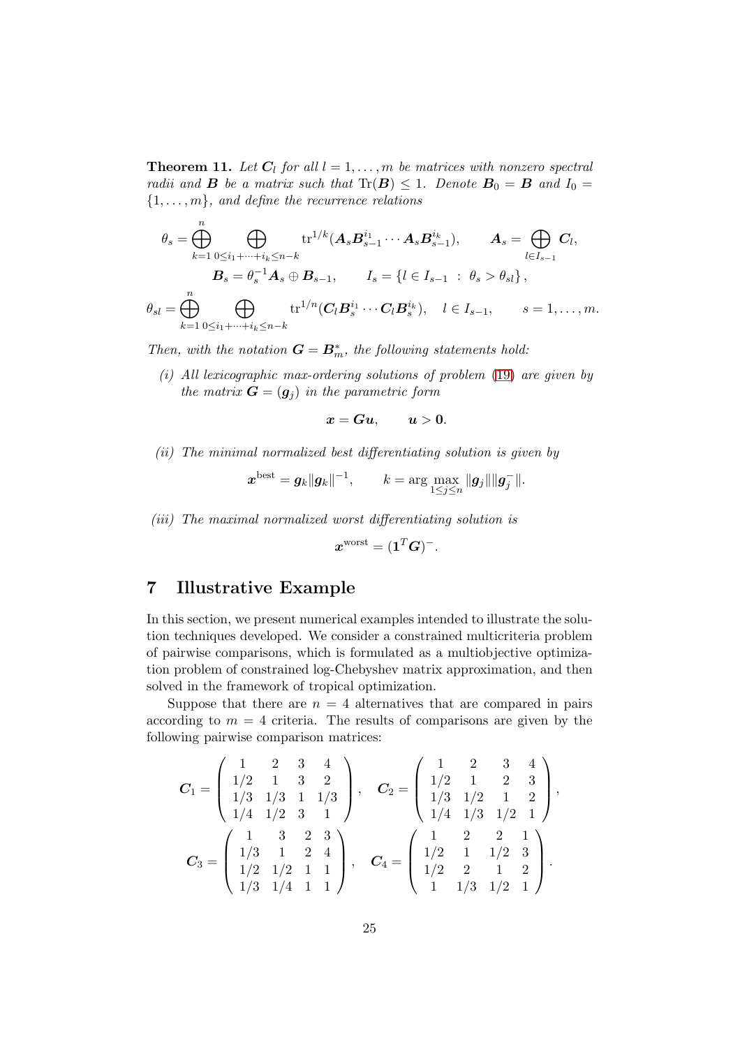**Theorem 11.** *Let $\boldsymbol{C}_l$ for all $l = 1, \ldots, m$ be matrices with nonzero spectral radii and $\boldsymbol{B}$ be a matrix such that $\mathrm{Tr}(\boldsymbol{B}) \leq 1$. Denote $\boldsymbol{B}_0 = \boldsymbol{B}$ and $I_0 = \{1, \ldots, m\}$, and define the recurrence relations*

$$\theta_s = \bigoplus_{k=1}^{n} \bigoplus_{0 \leq i_1 + \cdots + i_k \leq n-k} \mathrm{tr}^{1/k}(\boldsymbol{A}_s \boldsymbol{B}_{s-1}^{i_1} \cdots \boldsymbol{A}_s \boldsymbol{B}_{s-1}^{i_k}), \qquad \boldsymbol{A}_s = \bigoplus_{l \in I_{s-1}} \boldsymbol{C}_l,$$

$$\boldsymbol{B}_s = \theta_s^{-1} \boldsymbol{A}_s \oplus \boldsymbol{B}_{s-1}, \qquad I_s = \{ l \in I_{s-1} \ : \ \theta_s > \theta_{sl} \},$$

$$\theta_{sl} = \bigoplus_{k=1}^{n} \bigoplus_{0 \leq i_1 + \cdots + i_k \leq n-k} \mathrm{tr}^{1/n}(\boldsymbol{C}_l \boldsymbol{B}_s^{i_1} \cdots \boldsymbol{C}_l \boldsymbol{B}_s^{i_k}), \quad l \in I_{s-1}, \qquad s = 1, \ldots, m.$$

*Then, with the notation $\boldsymbol{G} = \boldsymbol{B}_m^{*}$, the following statements hold:*

*(i) All lexicographic max-ordering solutions of problem (19) are given by the matrix $\boldsymbol{G} = (\boldsymbol{g}_j)$ in the parametric form*

$$\boldsymbol{x} = \boldsymbol{G}\boldsymbol{u}, \qquad \boldsymbol{u} > \boldsymbol{0}.$$

*(ii) The minimal normalized best differentiating solution is given by*

$$\boldsymbol{x}^{\mathrm{best}} = \boldsymbol{g}_k \|\boldsymbol{g}_k\|^{-1}, \qquad k = \arg\max_{1 \leq j \leq n} \|\boldsymbol{g}_j\| \|\boldsymbol{g}_j^{-}\|.$$

*(iii) The maximal normalized worst differentiating solution is*

$$\boldsymbol{x}^{\mathrm{worst}} = (\boldsymbol{1}^T \boldsymbol{G})^{-}.$$

## 7 Illustrative Example

In this section, we present numerical examples intended to illustrate the solution techniques developed. We consider a constrained multicriteria problem of pairwise comparisons, which is formulated as a multiobjective optimization problem of constrained log-Chebyshev matrix approximation, and then solved in the framework of tropical optimization.

Suppose that there are $n = 4$ alternatives that are compared in pairs according to $m = 4$ criteria. The results of comparisons are given by the following pairwise comparison matrices:

$$\boldsymbol{C}_1 = \left( \begin{array}{cccc} 1 & 2 & 3 & 4 \\ 1/2 & 1 & 3 & 2 \\ 1/3 & 1/3 & 1 & 1/3 \\ 1/4 & 1/2 & 3 & 1 \end{array} \right), \quad \boldsymbol{C}_2 = \left( \begin{array}{cccc} 1 & 2 & 3 & 4 \\ 1/2 & 1 & 2 & 3 \\ 1/3 & 1/2 & 1 & 2 \\ 1/4 & 1/3 & 1/2 & 1 \end{array} \right),$$

$$\boldsymbol{C}_3 = \left( \begin{array}{cccc} 1 & 3 & 2 & 3 \\ 1/3 & 1 & 2 & 4 \\ 1/2 & 1/2 & 1 & 1 \\ 1/3 & 1/4 & 1 & 1 \end{array} \right), \quad \boldsymbol{C}_4 = \left( \begin{array}{cccc} 1 & 2 & 2 & 1 \\ 1/2 & 1 & 1/2 & 3 \\ 1/2 & 2 & 1 & 2 \\ 1 & 1/3 & 1/2 & 1 \end{array} \right).$$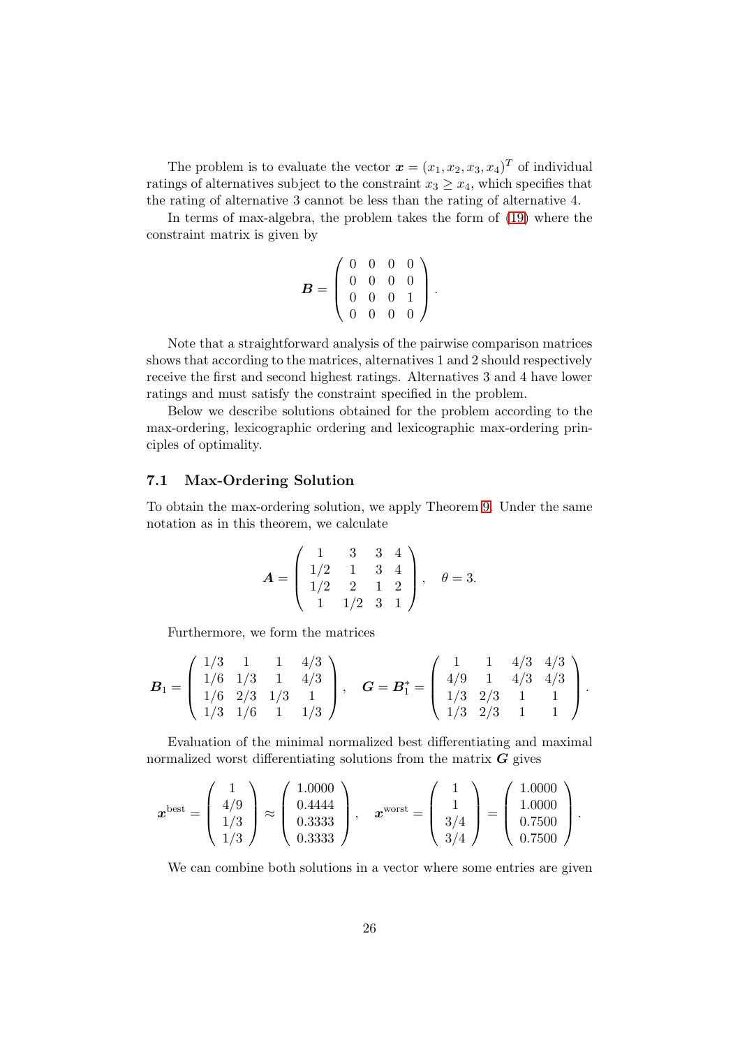The problem is to evaluate the vector $\boldsymbol{x} = (x_1, x_2, x_3, x_4)^T$ of individual ratings of alternatives subject to the constraint $x_3 \geq x_4$, which specifies that the rating of alternative 3 cannot be less than the rating of alternative 4.

In terms of max-algebra, the problem takes the form of (19) where the constraint matrix is given by

$$\boldsymbol{B} = \begin{pmatrix} 0 & 0 & 0 & 0 \\ 0 & 0 & 0 & 0 \\ 0 & 0 & 0 & 1 \\ 0 & 0 & 0 & 0 \end{pmatrix}.$$

Note that a straightforward analysis of the pairwise comparison matrices shows that according to the matrices, alternatives 1 and 2 should respectively receive the first and second highest ratings. Alternatives 3 and 4 have lower ratings and must satisfy the constraint specified in the problem.

Below we describe solutions obtained for the problem according to the max-ordering, lexicographic ordering and lexicographic max-ordering principles of optimality.

### 7.1 Max-Ordering Solution

To obtain the max-ordering solution, we apply Theorem 9. Under the same notation as in this theorem, we calculate

$$\boldsymbol{A} = \begin{pmatrix} 1 & 3 & 3 & 4 \\ 1/2 & 1 & 3 & 4 \\ 1/2 & 2 & 1 & 2 \\ 1 & 1/2 & 3 & 1 \end{pmatrix}, \quad \theta = 3.$$

Furthermore, we form the matrices

$$\boldsymbol{B}_1 = \begin{pmatrix} 1/3 & 1 & 1 & 4/3 \\ 1/6 & 1/3 & 1 & 4/3 \\ 1/6 & 2/3 & 1/3 & 1 \\ 1/3 & 1/6 & 1 & 1/3 \end{pmatrix}, \quad \boldsymbol{G} = \boldsymbol{B}_1^* = \begin{pmatrix} 1 & 1 & 4/3 & 4/3 \\ 4/9 & 1 & 4/3 & 4/3 \\ 1/3 & 2/3 & 1 & 1 \\ 1/3 & 2/3 & 1 & 1 \end{pmatrix}.$$

Evaluation of the minimal normalized best differentiating and maximal normalized worst differentiating solutions from the matrix $\boldsymbol{G}$ gives

$$\boldsymbol{x}^{\text{best}} = \begin{pmatrix} 1 \\ 4/9 \\ 1/3 \\ 1/3 \end{pmatrix} \approx \begin{pmatrix} 1.0000 \\ 0.4444 \\ 0.3333 \\ 0.3333 \end{pmatrix}, \quad \boldsymbol{x}^{\text{worst}} = \begin{pmatrix} 1 \\ 1 \\ 3/4 \\ 3/4 \end{pmatrix} = \begin{pmatrix} 1.0000 \\ 1.0000 \\ 0.7500 \\ 0.7500 \end{pmatrix}.$$

We can combine both solutions in a vector where some entries are given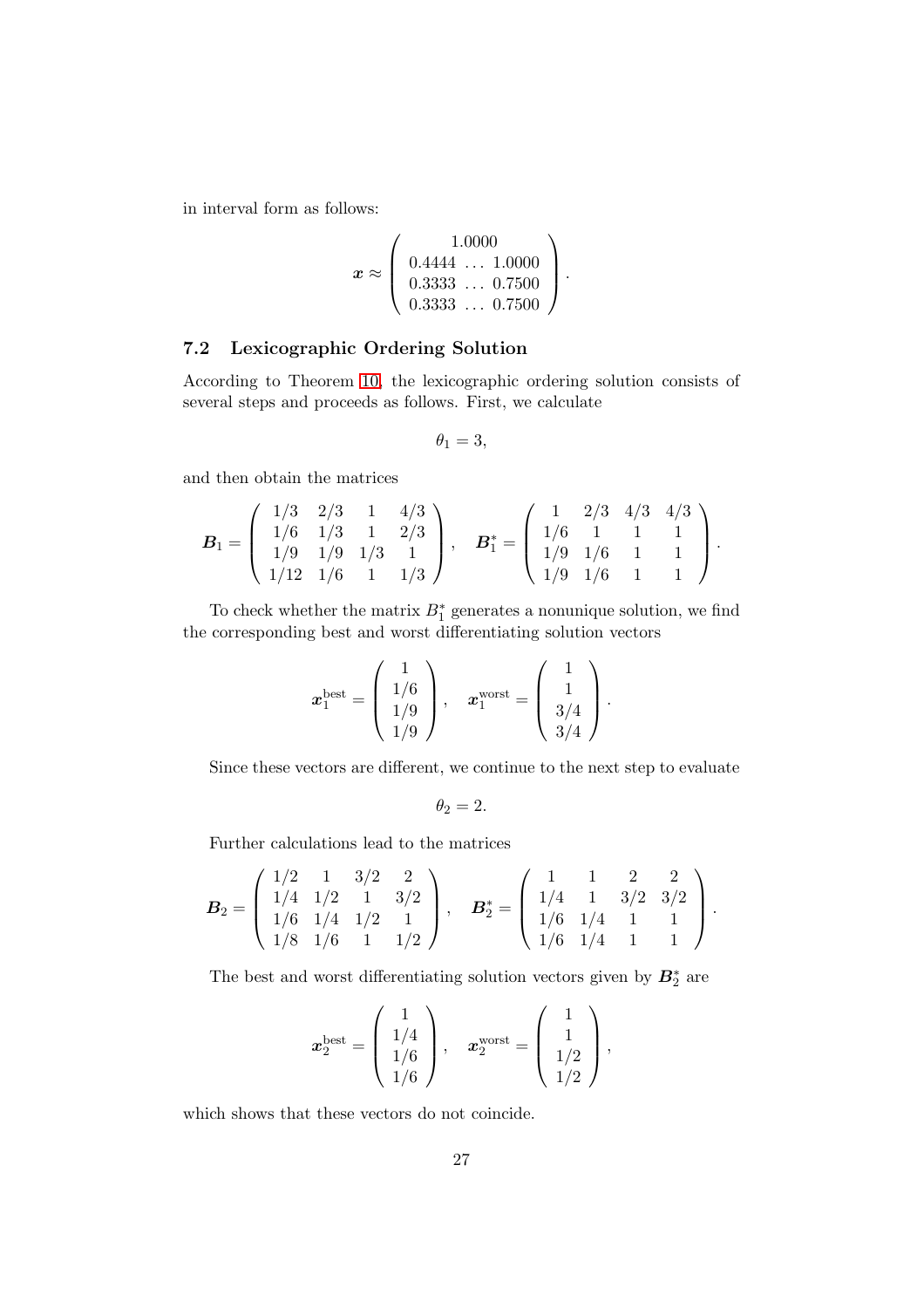in interval form as follows:

$$\boldsymbol{x} \approx \begin{pmatrix} 1.0000 \\ 0.4444 \ \dots \ 1.0000 \\ 0.3333 \ \dots \ 0.7500 \\ 0.3333 \ \dots \ 0.7500 \end{pmatrix}.$$

### 7.2 Lexicographic Ordering Solution

According to Theorem 10, the lexicographic ordering solution consists of several steps and proceeds as follows. First, we calculate

$$\theta_1 = 3,$$

and then obtain the matrices

$$\boldsymbol{B}_1 = \begin{pmatrix} 1/3 & 2/3 & 1 & 4/3 \\ 1/6 & 1/3 & 1 & 2/3 \\ 1/9 & 1/9 & 1/3 & 1 \\ 1/12 & 1/6 & 1 & 1/3 \end{pmatrix}, \quad \boldsymbol{B}_1^* = \begin{pmatrix} 1 & 2/3 & 4/3 & 4/3 \\ 1/6 & 1 & 1 & 1 \\ 1/9 & 1/6 & 1 & 1 \\ 1/9 & 1/6 & 1 & 1 \end{pmatrix}.$$

To check whether the matrix $B_1^*$ generates a nonunique solution, we find the corresponding best and worst differentiating solution vectors

$$\boldsymbol{x}_1^{\text{best}} = \begin{pmatrix} 1 \\ 1/6 \\ 1/9 \\ 1/9 \end{pmatrix}, \quad \boldsymbol{x}_1^{\text{worst}} = \begin{pmatrix} 1 \\ 1 \\ 3/4 \\ 3/4 \end{pmatrix}.$$

Since these vectors are different, we continue to the next step to evaluate

$$\theta_2 = 2.$$

Further calculations lead to the matrices

$$\boldsymbol{B}_2 = \begin{pmatrix} 1/2 & 1 & 3/2 & 2 \\ 1/4 & 1/2 & 1 & 3/2 \\ 1/6 & 1/4 & 1/2 & 1 \\ 1/8 & 1/6 & 1 & 1/2 \end{pmatrix}, \quad \boldsymbol{B}_2^* = \begin{pmatrix} 1 & 1 & 2 & 2 \\ 1/4 & 1 & 3/2 & 3/2 \\ 1/6 & 1/4 & 1 & 1 \\ 1/6 & 1/4 & 1 & 1 \end{pmatrix}.$$

The best and worst differentiating solution vectors given by $\boldsymbol{B}_2^*$ are

$$\boldsymbol{x}_2^{\text{best}} = \begin{pmatrix} 1 \\ 1/4 \\ 1/6 \\ 1/6 \end{pmatrix}, \quad \boldsymbol{x}_2^{\text{worst}} = \begin{pmatrix} 1 \\ 1 \\ 1/2 \\ 1/2 \end{pmatrix},$$

which shows that these vectors do not coincide.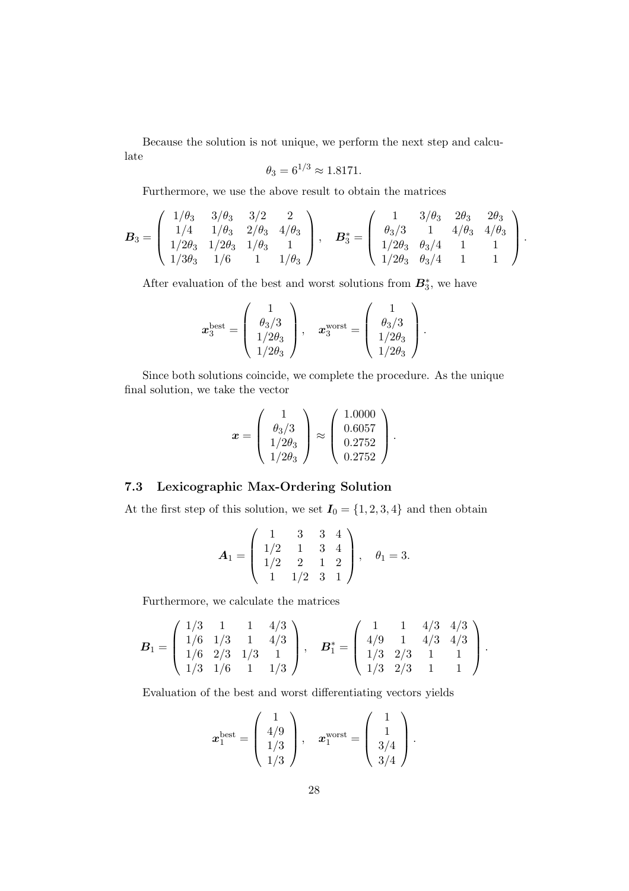Because the solution is not unique, we perform the next step and calculate

$$\theta_3 = 6^{1/3} \approx 1.8171.$$

Furthermore, we use the above result to obtain the matrices

$$\boldsymbol{B}_3 = \left( \begin{array}{cccc} 1/\theta_3 & 3/\theta_3 & 3/2 & 2 \\ 1/4 & 1/\theta_3 & 2/\theta_3 & 4/\theta_3 \\ 1/2\theta_3 & 1/2\theta_3 & 1/\theta_3 & 1 \\ 1/3\theta_3 & 1/6 & 1 & 1/\theta_3 \end{array} \right), \quad \boldsymbol{B}_3^* = \left( \begin{array}{cccc} 1 & 3/\theta_3 & 2\theta_3 & 2\theta_3 \\ \theta_3/3 & 1 & 4/\theta_3 & 4/\theta_3 \\ 1/2\theta_3 & \theta_3/4 & 1 & 1 \\ 1/2\theta_3 & \theta_3/4 & 1 & 1 \end{array} \right).$$

After evaluation of the best and worst solutions from $\boldsymbol{B}_3^*$, we have

$$\boldsymbol{x}_3^{\text{best}} = \left( \begin{array}{c} 1 \\ \theta_3/3 \\ 1/2\theta_3 \\ 1/2\theta_3 \end{array} \right), \quad \boldsymbol{x}_3^{\text{worst}} = \left( \begin{array}{c} 1 \\ \theta_3/3 \\ 1/2\theta_3 \\ 1/2\theta_3 \end{array} \right).$$

Since both solutions coincide, we complete the procedure. As the unique final solution, we take the vector

$$\boldsymbol{x} = \left( \begin{array}{c} 1 \\ \theta_3/3 \\ 1/2\theta_3 \\ 1/2\theta_3 \end{array} \right) \approx \left( \begin{array}{c} 1.0000 \\ 0.6057 \\ 0.2752 \\ 0.2752 \end{array} \right).$$

### 7.3 Lexicographic Max-Ordering Solution

At the first step of this solution, we set $\boldsymbol{I}_0 = \{1, 2, 3, 4\}$ and then obtain

$$\boldsymbol{A}_1 = \left( \begin{array}{cccc} 1 & 3 & 3 & 4 \\ 1/2 & 1 & 3 & 4 \\ 1/2 & 2 & 1 & 2 \\ 1 & 1/2 & 3 & 1 \end{array} \right), \quad \theta_1 = 3.$$

Furthermore, we calculate the matrices

$$\boldsymbol{B}_1 = \left( \begin{array}{cccc} 1/3 & 1 & 1 & 4/3 \\ 1/6 & 1/3 & 1 & 4/3 \\ 1/6 & 2/3 & 1/3 & 1 \\ 1/3 & 1/6 & 1 & 1/3 \end{array} \right), \quad \boldsymbol{B}_1^* = \left( \begin{array}{cccc} 1 & 1 & 4/3 & 4/3 \\ 4/9 & 1 & 4/3 & 4/3 \\ 1/3 & 2/3 & 1 & 1 \\ 1/3 & 2/3 & 1 & 1 \end{array} \right).$$

Evaluation of the best and worst differentiating vectors yields

$$\boldsymbol{x}_1^{\text{best}} = \left( \begin{array}{c} 1 \\ 4/9 \\ 1/3 \\ 1/3 \end{array} \right), \quad \boldsymbol{x}_1^{\text{worst}} = \left( \begin{array}{c} 1 \\ 1 \\ 3/4 \\ 3/4 \end{array} \right).$$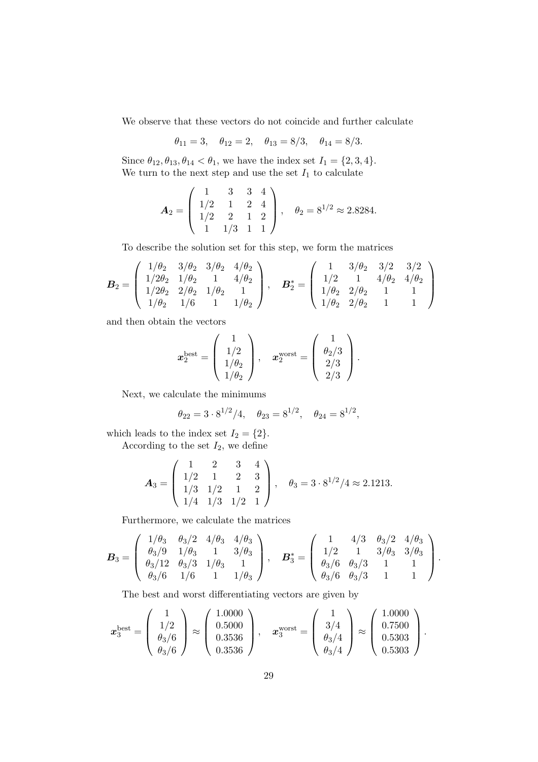We observe that these vectors do not coincide and further calculate

$$\theta_{11} = 3, \quad \theta_{12} = 2, \quad \theta_{13} = 8/3, \quad \theta_{14} = 8/3.$$

Since $\theta_{12}, \theta_{13}, \theta_{14} < \theta_1$, we have the index set $I_1 = \{2, 3, 4\}$.

We turn to the next step and use the set $I_1$ to calculate

$$\boldsymbol{A}_2 = \left(\begin{array}{cccc} 1 & 3 & 3 & 4 \\ 1/2 & 1 & 2 & 4 \\ 1/2 & 2 & 1 & 2 \\ 1 & 1/3 & 1 & 1 \end{array}\right), \quad \theta_2 = 8^{1/2} \approx 2.8284.$$

To describe the solution set for this step, we form the matrices

$$\boldsymbol{B}_2 = \left(\begin{array}{cccc} 1/\theta_2 & 3/\theta_2 & 3/\theta_2 & 4/\theta_2 \\ 1/2\theta_2 & 1/\theta_2 & 1 & 4/\theta_2 \\ 1/2\theta_2 & 2/\theta_2 & 1/\theta_2 & 1 \\ 1/\theta_2 & 1/6 & 1 & 1/\theta_2 \end{array}\right), \quad \boldsymbol{B}_2^{*} = \left(\begin{array}{cccc} 1 & 3/\theta_2 & 3/2 & 3/2 \\ 1/2 & 1 & 4/\theta_2 & 4/\theta_2 \\ 1/\theta_2 & 2/\theta_2 & 1 & 1 \\ 1/\theta_2 & 2/\theta_2 & 1 & 1 \end{array}\right)$$

and then obtain the vectors

$$\boldsymbol{x}_2^{\text{best}} = \left(\begin{array}{c} 1 \\ 1/2 \\ 1/\theta_2 \\ 1/\theta_2 \end{array}\right), \quad \boldsymbol{x}_2^{\text{worst}} = \left(\begin{array}{c} 1 \\ \theta_2/3 \\ 2/3 \\ 2/3 \end{array}\right).$$

Next, we calculate the minimums

$$\theta_{22} = 3 \cdot 8^{1/2}/4, \quad \theta_{23} = 8^{1/2}, \quad \theta_{24} = 8^{1/2},$$

which leads to the index set $I_2 = \{2\}$.

According to the set $I_2$, we define

$$\boldsymbol{A}_3 = \left(\begin{array}{cccc} 1 & 2 & 3 & 4 \\ 1/2 & 1 & 2 & 3 \\ 1/3 & 1/2 & 1 & 2 \\ 1/4 & 1/3 & 1/2 & 1 \end{array}\right), \quad \theta_3 = 3 \cdot 8^{1/2}/4 \approx 2.1213.$$

Furthermore, we calculate the matrices

$$\boldsymbol{B}_3 = \left(\begin{array}{cccc} 1/\theta_3 & \theta_3/2 & 4/\theta_3 & 4/\theta_3 \\ \theta_3/9 & 1/\theta_3 & 1 & 3/\theta_3 \\ \theta_3/12 & \theta_3/3 & 1/\theta_3 & 1 \\ \theta_3/6 & 1/6 & 1 & 1/\theta_3 \end{array}\right), \quad \boldsymbol{B}_3^{*} = \left(\begin{array}{cccc} 1 & 4/3 & \theta_3/2 & 4/\theta_3 \\ 1/2 & 1 & 3/\theta_3 & 3/\theta_3 \\ \theta_3/6 & \theta_3/3 & 1 & 1 \\ \theta_3/6 & \theta_3/3 & 1 & 1 \end{array}\right).$$

The best and worst differentiating vectors are given by

$$\boldsymbol{x}_3^{\text{best}} = \left(\begin{array}{c} 1 \\ 1/2 \\ \theta_3/6 \\ \theta_3/6 \end{array}\right) \approx \left(\begin{array}{c} 1.0000 \\ 0.5000 \\ 0.3536 \\ 0.3536 \end{array}\right), \quad \boldsymbol{x}_3^{\text{worst}} = \left(\begin{array}{c} 1 \\ 3/4 \\ \theta_3/4 \\ \theta_3/4 \end{array}\right) \approx \left(\begin{array}{c} 1.0000 \\ 0.7500 \\ 0.5303 \\ 0.5303 \end{array}\right).$$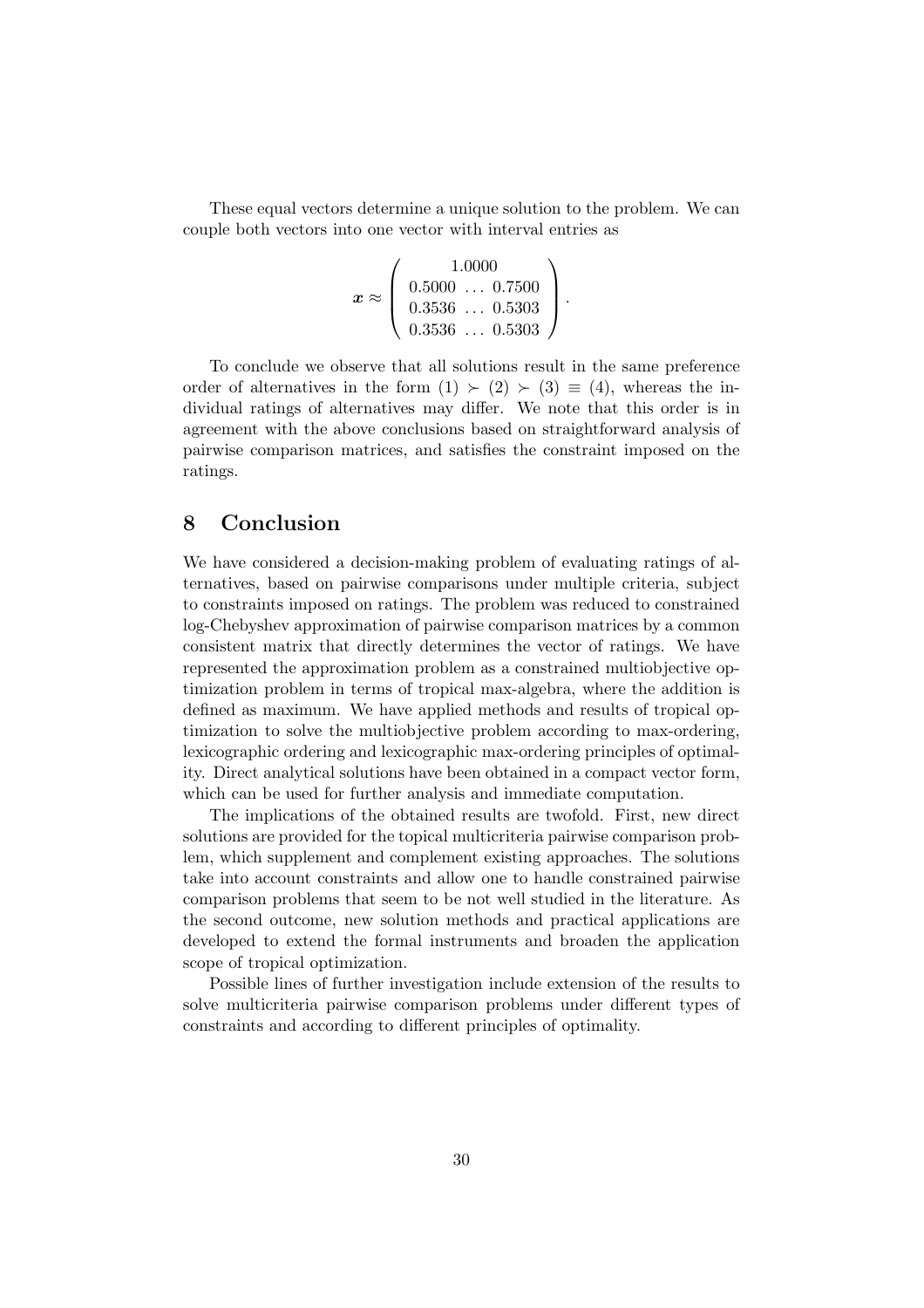These equal vectors determine a unique solution to the problem. We can couple both vectors into one vector with interval entries as

$$
\boldsymbol{x} \approx \left( \begin{array}{c} 1.0000 \\ 0.5000 \ \ldots \ 0.7500 \\ 0.3536 \ \ldots \ 0.5303 \\ 0.3536 \ \ldots \ 0.5303 \end{array} \right).
$$

To conclude we observe that all solutions result in the same preference order of alternatives in the form $(1) \succ (2) \succ (3) \equiv (4)$, whereas the individual ratings of alternatives may differ. We note that this order is in agreement with the above conclusions based on straightforward analysis of pairwise comparison matrices, and satisfies the constraint imposed on the ratings.

## 8 Conclusion

We have considered a decision-making problem of evaluating ratings of alternatives, based on pairwise comparisons under multiple criteria, subject to constraints imposed on ratings. The problem was reduced to constrained log-Chebyshev approximation of pairwise comparison matrices by a common consistent matrix that directly determines the vector of ratings. We have represented the approximation problem as a constrained multiobjective optimization problem in terms of tropical max-algebra, where the addition is defined as maximum. We have applied methods and results of tropical optimization to solve the multiobjective problem according to max-ordering, lexicographic ordering and lexicographic max-ordering principles of optimality. Direct analytical solutions have been obtained in a compact vector form, which can be used for further analysis and immediate computation.

The implications of the obtained results are twofold. First, new direct solutions are provided for the topical multicriteria pairwise comparison problem, which supplement and complement existing approaches. The solutions take into account constraints and allow one to handle constrained pairwise comparison problems that seem to be not well studied in the literature. As the second outcome, new solution methods and practical applications are developed to extend the formal instruments and broaden the application scope of tropical optimization.

Possible lines of further investigation include extension of the results to solve multicriteria pairwise comparison problems under different types of constraints and according to different principles of optimality.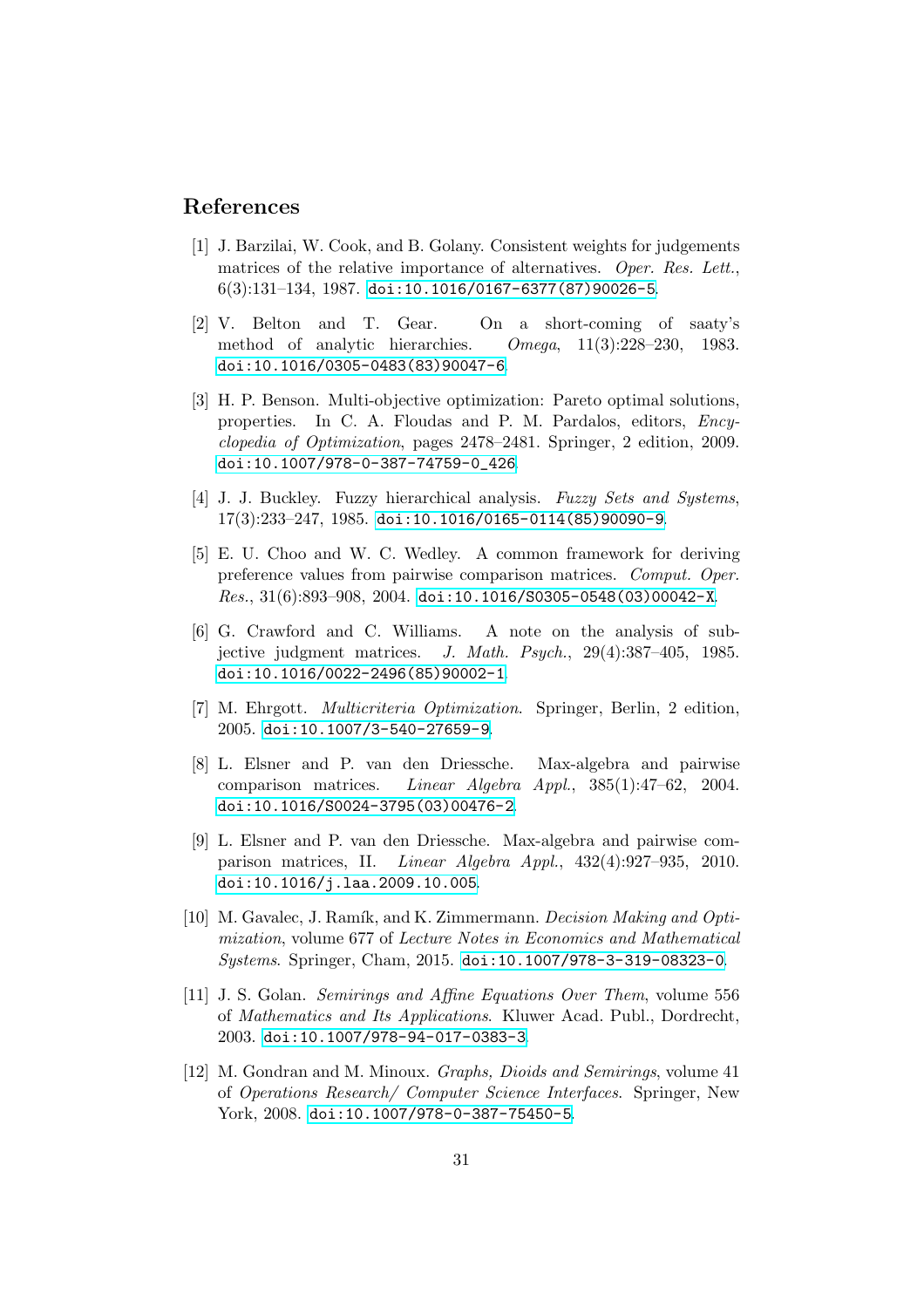## References

[1] J. Barzilai, W. Cook, and B. Golany. Consistent weights for judgements matrices of the relative importance of alternatives. *Oper. Res. Lett.*, 6(3):131–134, 1987. doi:10.1016/0167-6377(87)90026-5.

[2] V. Belton and T. Gear. On a short-coming of saaty's method of analytic hierarchies. *Omega*, 11(3):228–230, 1983. doi:10.1016/0305-0483(83)90047-6.

[3] H. P. Benson. Multi-objective optimization: Pareto optimal solutions, properties. In C. A. Floudas and P. M. Pardalos, editors, *Encyclopedia of Optimization*, pages 2478–2481. Springer, 2 edition, 2009. doi:10.1007/978-0-387-74759-0_426.

[4] J. J. Buckley. Fuzzy hierarchical analysis. *Fuzzy Sets and Systems*, 17(3):233–247, 1985. doi:10.1016/0165-0114(85)90090-9.

[5] E. U. Choo and W. C. Wedley. A common framework for deriving preference values from pairwise comparison matrices. *Comput. Oper. Res.*, 31(6):893–908, 2004. doi:10.1016/S0305-0548(03)00042-X.

[6] G. Crawford and C. Williams. A note on the analysis of subjective judgment matrices. *J. Math. Psych.*, 29(4):387–405, 1985. doi:10.1016/0022-2496(85)90002-1.

[7] M. Ehrgott. *Multicriteria Optimization*. Springer, Berlin, 2 edition, 2005. doi:10.1007/3-540-27659-9.

[8] L. Elsner and P. van den Driessche. Max-algebra and pairwise comparison matrices. *Linear Algebra Appl.*, 385(1):47–62, 2004. doi:10.1016/S0024-3795(03)00476-2.

[9] L. Elsner and P. van den Driessche. Max-algebra and pairwise comparison matrices, II. *Linear Algebra Appl.*, 432(4):927–935, 2010. doi:10.1016/j.laa.2009.10.005.

[10] M. Gavalec, J. Ramík, and K. Zimmermann. *Decision Making and Optimization*, volume 677 of *Lecture Notes in Economics and Mathematical Systems*. Springer, Cham, 2015. doi:10.1007/978-3-319-08323-0.

[11] J. S. Golan. *Semirings and Affine Equations Over Them*, volume 556 of *Mathematics and Its Applications*. Kluwer Acad. Publ., Dordrecht, 2003. doi:10.1007/978-94-017-0383-3.

[12] M. Gondran and M. Minoux. *Graphs, Dioids and Semirings*, volume 41 of *Operations Research/ Computer Science Interfaces*. Springer, New York, 2008. doi:10.1007/978-0-387-75450-5.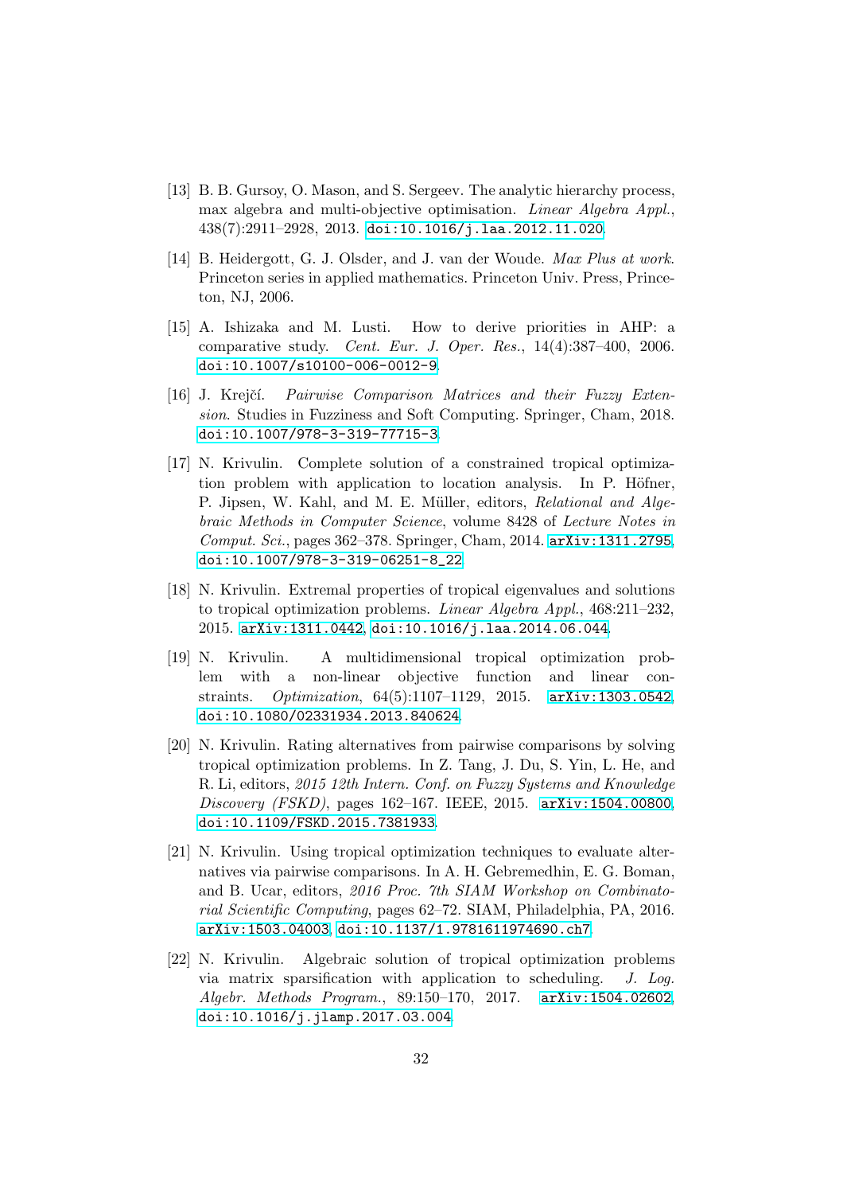[13] B. B. Gursoy, O. Mason, and S. Sergeev. The analytic hierarchy process, max algebra and multi-objective optimisation. *Linear Algebra Appl.*, 438(7):2911–2928, 2013. doi:10.1016/j.laa.2012.11.020.

[14] B. Heidergott, G. J. Olsder, and J. van der Woude. *Max Plus at work*. Princeton series in applied mathematics. Princeton Univ. Press, Princeton, NJ, 2006.

[15] A. Ishizaka and M. Lusti. How to derive priorities in AHP: a comparative study. *Cent. Eur. J. Oper. Res.*, 14(4):387–400, 2006. doi:10.1007/s10100-006-0012-9.

[16] J. Krejčí. *Pairwise Comparison Matrices and their Fuzzy Extension*. Studies in Fuzziness and Soft Computing. Springer, Cham, 2018. doi:10.1007/978-3-319-77715-3.

[17] N. Krivulin. Complete solution of a constrained tropical optimization problem with application to location analysis. In P. Höfner, P. Jipsen, W. Kahl, and M. E. Müller, editors, *Relational and Algebraic Methods in Computer Science*, volume 8428 of *Lecture Notes in Comput. Sci.*, pages 362–378. Springer, Cham, 2014. arXiv:1311.2795, doi:10.1007/978-3-319-06251-8_22.

[18] N. Krivulin. Extremal properties of tropical eigenvalues and solutions to tropical optimization problems. *Linear Algebra Appl.*, 468:211–232, 2015. arXiv:1311.0442, doi:10.1016/j.laa.2014.06.044.

[19] N. Krivulin. A multidimensional tropical optimization problem with a non-linear objective function and linear constraints. *Optimization*, 64(5):1107–1129, 2015. arXiv:1303.0542, doi:10.1080/02331934.2013.840624.

[20] N. Krivulin. Rating alternatives from pairwise comparisons by solving tropical optimization problems. In Z. Tang, J. Du, S. Yin, L. He, and R. Li, editors, *2015 12th Intern. Conf. on Fuzzy Systems and Knowledge Discovery (FSKD)*, pages 162–167. IEEE, 2015. arXiv:1504.00800, doi:10.1109/FSKD.2015.7381933.

[21] N. Krivulin. Using tropical optimization techniques to evaluate alternatives via pairwise comparisons. In A. H. Gebremedhin, E. G. Boman, and B. Ucar, editors, *2016 Proc. 7th SIAM Workshop on Combinatorial Scientific Computing*, pages 62–72. SIAM, Philadelphia, PA, 2016. arXiv:1503.04003, doi:10.1137/1.9781611974690.ch7.

[22] N. Krivulin. Algebraic solution of tropical optimization problems via matrix sparsification with application to scheduling. *J. Log. Algebr. Methods Program.*, 89:150–170, 2017. arXiv:1504.02602, doi:10.1016/j.jlamp.2017.03.004.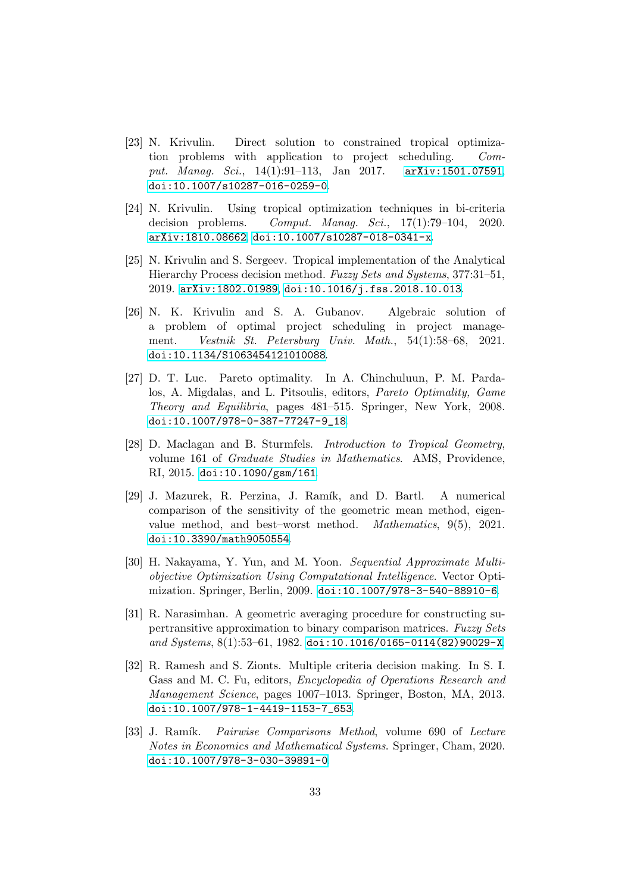[23] N. Krivulin. Direct solution to constrained tropical optimization problems with application to project scheduling. *Comput. Manag. Sci.*, 14(1):91–113, Jan 2017. arXiv:1501.07591, doi:10.1007/s10287-016-0259-0.

[24] N. Krivulin. Using tropical optimization techniques in bi-criteria decision problems. *Comput. Manag. Sci.*, 17(1):79–104, 2020. arXiv:1810.08662, doi:10.1007/s10287-018-0341-x.

[25] N. Krivulin and S. Sergeev. Tropical implementation of the Analytical Hierarchy Process decision method. *Fuzzy Sets and Systems*, 377:31–51, 2019. arXiv:1802.01989, doi:10.1016/j.fss.2018.10.013.

[26] N. K. Krivulin and S. A. Gubanov. Algebraic solution of a problem of optimal project scheduling in project management. *Vestnik St. Petersburg Univ. Math.*, 54(1):58–68, 2021. doi:10.1134/S1063454121010088.

[27] D. T. Luc. Pareto optimality. In A. Chinchuluun, P. M. Pardalos, A. Migdalas, and L. Pitsoulis, editors, *Pareto Optimality, Game Theory and Equilibria*, pages 481–515. Springer, New York, 2008. doi:10.1007/978-0-387-77247-9_18.

[28] D. Maclagan and B. Sturmfels. *Introduction to Tropical Geometry*, volume 161 of *Graduate Studies in Mathematics*. AMS, Providence, RI, 2015. doi:10.1090/gsm/161.

[29] J. Mazurek, R. Perzina, J. Ramík, and D. Bartl. A numerical comparison of the sensitivity of the geometric mean method, eigenvalue method, and best–worst method. *Mathematics*, 9(5), 2021. doi:10.3390/math9050554.

[30] H. Nakayama, Y. Yun, and M. Yoon. *Sequential Approximate Multiobjective Optimization Using Computational Intelligence*. Vector Optimization. Springer, Berlin, 2009. doi:10.1007/978-3-540-88910-6.

[31] R. Narasimhan. A geometric averaging procedure for constructing supertransitive approximation to binary comparison matrices. *Fuzzy Sets and Systems*, 8(1):53–61, 1982. doi:10.1016/0165-0114(82)90029-X.

[32] R. Ramesh and S. Zionts. Multiple criteria decision making. In S. I. Gass and M. C. Fu, editors, *Encyclopedia of Operations Research and Management Science*, pages 1007–1013. Springer, Boston, MA, 2013. doi:10.1007/978-1-4419-1153-7_653.

[33] J. Ramík. *Pairwise Comparisons Method*, volume 690 of *Lecture Notes in Economics and Mathematical Systems*. Springer, Cham, 2020. doi:10.1007/978-3-030-39891-0.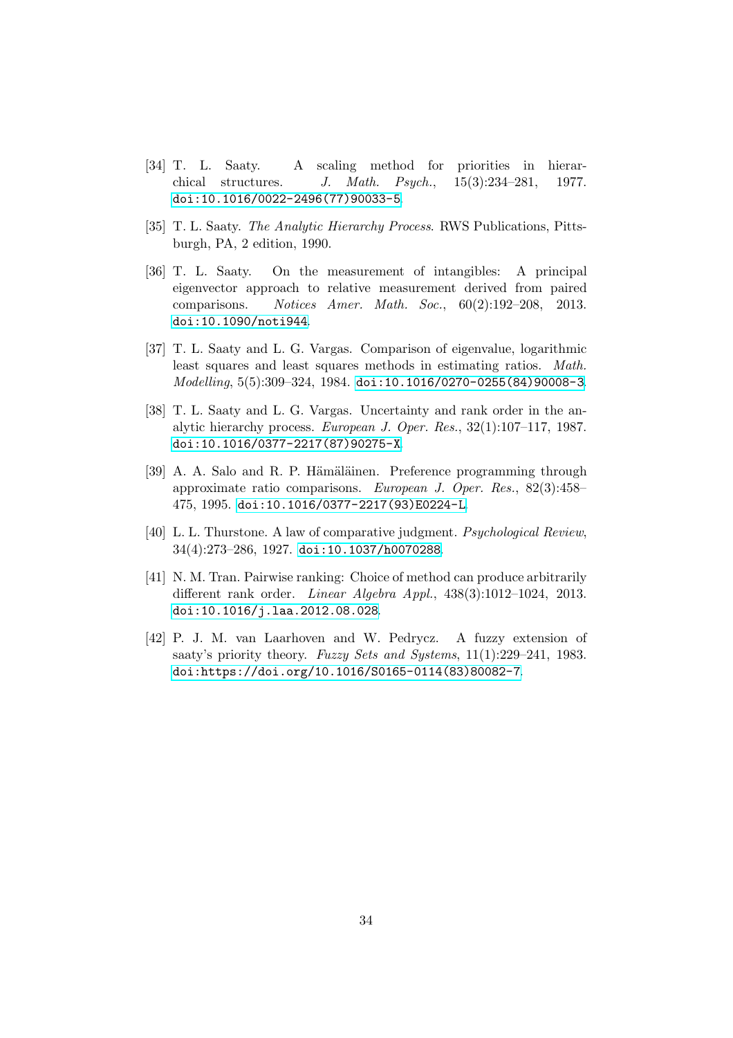[34] T. L. Saaty. A scaling method for priorities in hierarchical structures. *J. Math. Psych.*, 15(3):234–281, 1977. doi:10.1016/0022-2496(77)90033-5.

[35] T. L. Saaty. *The Analytic Hierarchy Process*. RWS Publications, Pittsburgh, PA, 2 edition, 1990.

[36] T. L. Saaty. On the measurement of intangibles: A principal eigenvector approach to relative measurement derived from paired comparisons. *Notices Amer. Math. Soc.*, 60(2):192–208, 2013. doi:10.1090/noti944.

[37] T. L. Saaty and L. G. Vargas. Comparison of eigenvalue, logarithmic least squares and least squares methods in estimating ratios. *Math. Modelling*, 5(5):309–324, 1984. doi:10.1016/0270-0255(84)90008-3.

[38] T. L. Saaty and L. G. Vargas. Uncertainty and rank order in the analytic hierarchy process. *European J. Oper. Res.*, 32(1):107–117, 1987. doi:10.1016/0377-2217(87)90275-X.

[39] A. A. Salo and R. P. Hämäläinen. Preference programming through approximate ratio comparisons. *European J. Oper. Res.*, 82(3):458–475, 1995. doi:10.1016/0377-2217(93)E0224-L.

[40] L. L. Thurstone. A law of comparative judgment. *Psychological Review*, 34(4):273–286, 1927. doi:10.1037/h0070288.

[41] N. M. Tran. Pairwise ranking: Choice of method can produce arbitrarily different rank order. *Linear Algebra Appl.*, 438(3):1012–1024, 2013. doi:10.1016/j.laa.2012.08.028.

[42] P. J. M. van Laarhoven and W. Pedrycz. A fuzzy extension of saaty's priority theory. *Fuzzy Sets and Systems*, 11(1):229–241, 1983. doi:https://doi.org/10.1016/S0165-0114(83)80082-7.